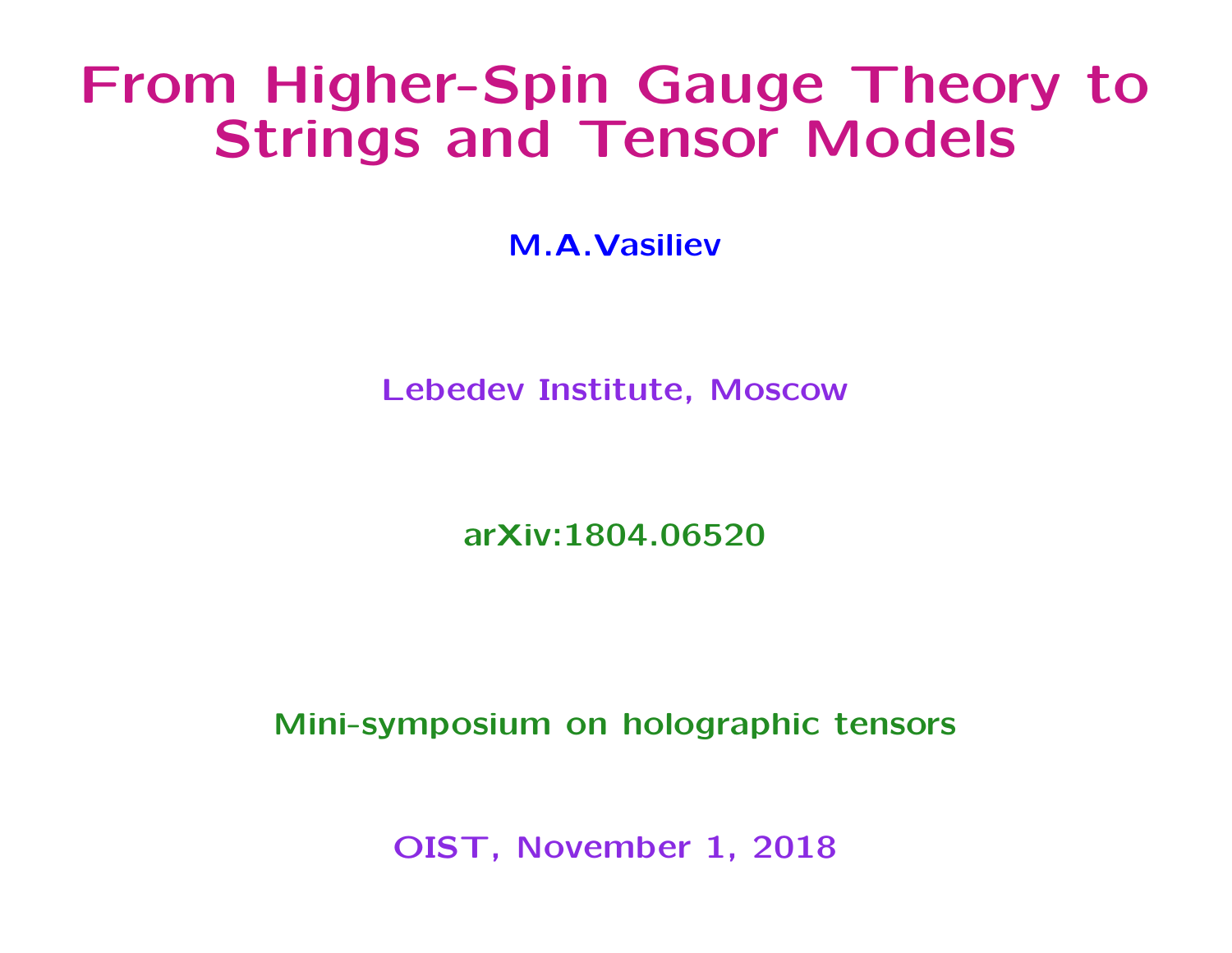# From Higher-Spin Gauge Theory to Strings and Tensor Models

**M.A.Vasiliev**

Lebedev Institute, Moscow

arXiv:1804.06520

Mini-symposium on holographic tensors

OIST, November 1, 2018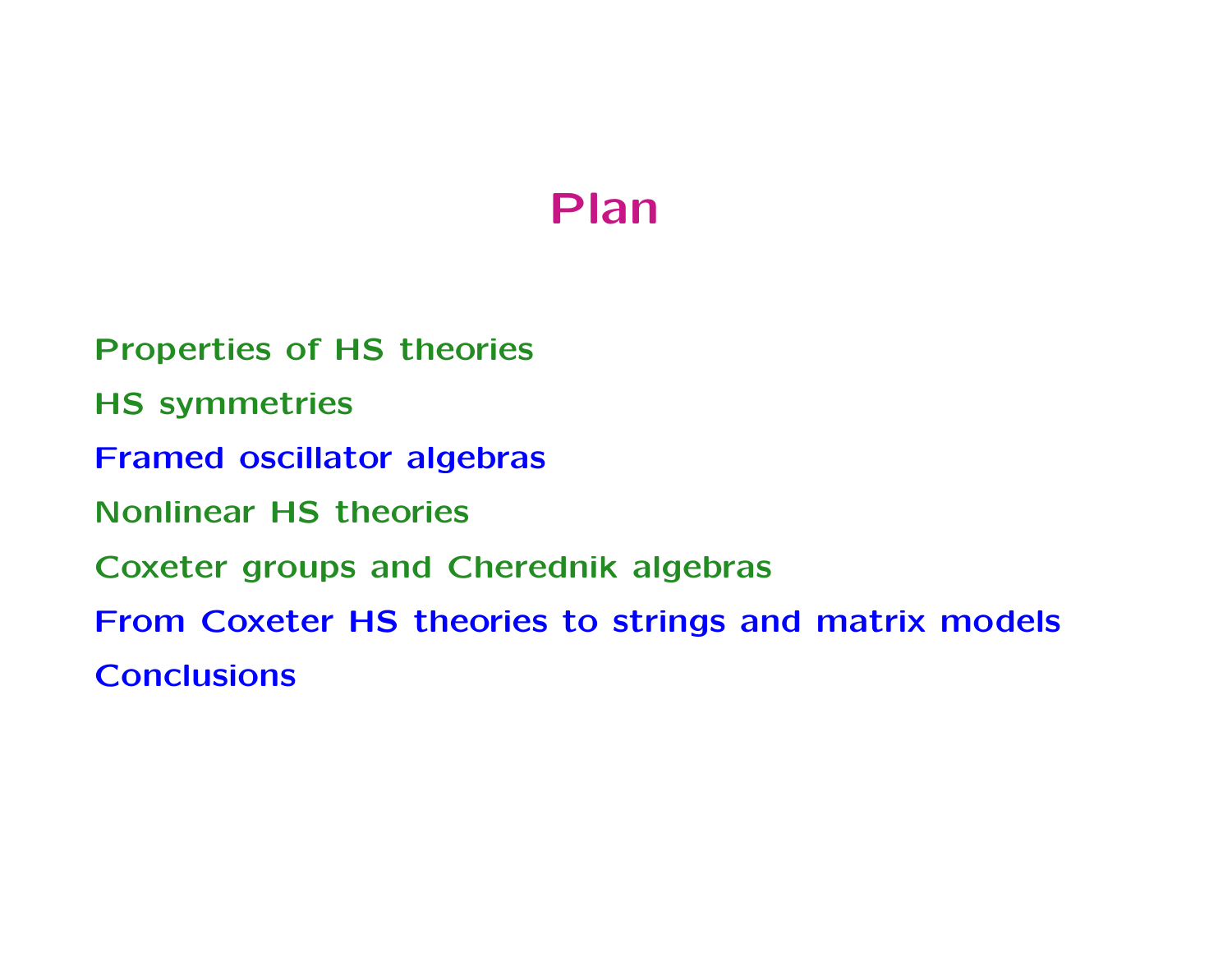# Plan

Properties of HS theories

HS symmetries

Framed oscillator algebras

Nonlinear HS theories

Coxeter groups and Cherednik algebras

From Coxeter HS theories to strings and matrix models

Conclusions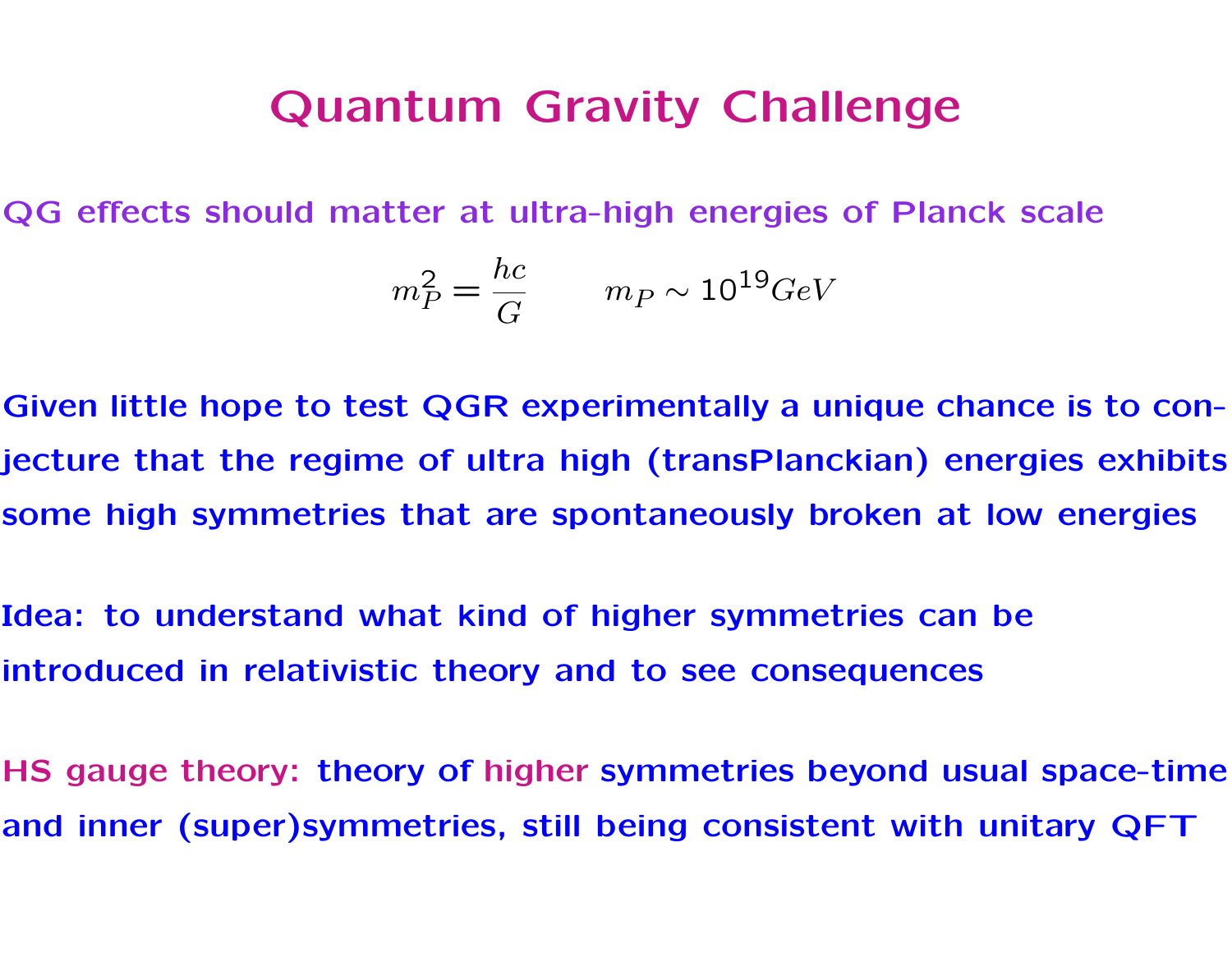# Quantum Gravity Challenge

QG effects should matter at ultra-high energies of Planck scale

$$m_P^2 = \frac{hc}{G} \qquad m_P \sim 10^{19} GeV$$

Given little hope to test QGR experimentally a unique chance is to conjecture that the regime of ultra high (transPlanckian) energies exhibits some high symmetries that are spontaneously broken at low energies

Idea: to understand what kind of higher symmetries can be introduced in relativistic theory and to see consequences

HS gauge theory: theory of higher symmetries beyond usual space-time and inner (super)symmetries, still being consistent with unitary QFT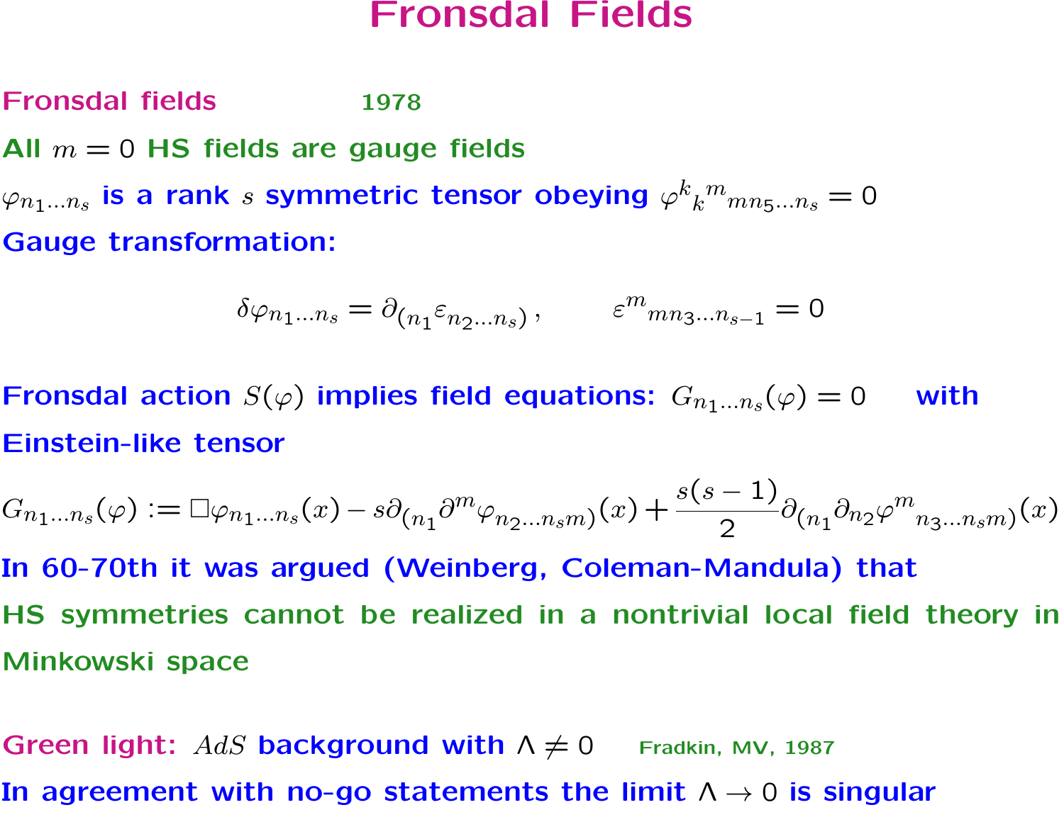# Fronsdal Fields

**Fronsdal fields** 1978

**All $m = 0$ HS fields are gauge fields**

$\varphi_{n_1 \dots n_s}$ **is a rank $s$ symmetric tensor obeying** $\varphi^{k}{}_{k}{}^{m}{}_{m n_5 \dots n_s} = 0$

**Gauge transformation:**

$$\delta \varphi_{n_1 \dots n_s} = \partial_{(n_1} \varepsilon_{n_2 \dots n_s)} \,, \qquad \varepsilon^{m}{}_{m n_3 \dots n_{s-1}} = 0$$

**Fronsdal action $S(\varphi)$ implies field equations:** $G_{n_1 \dots n_s}(\varphi) = 0$ **with Einstein-like tensor**

$$G_{n_1 \dots n_s}(\varphi) := \Box \varphi_{n_1 \dots n_s}(x) - s \partial_{(n_1} \partial^m \varphi_{n_2 \dots n_s m)}(x) + \frac{s(s-1)}{2} \partial_{(n_1} \partial_{n_2} \varphi^{m}{}_{n_3 \dots n_s m)}(x)$$

**In 60-70th it was argued (Weinberg, Coleman-Mandula) that HS symmetries cannot be realized in a nontrivial local field theory in Minkowski space**

**Green light:** $AdS$ **background with** $\Lambda \neq 0$ Fradkin, MV, 1987

**In agreement with no-go statements the limit** $\Lambda \to 0$ **is singular**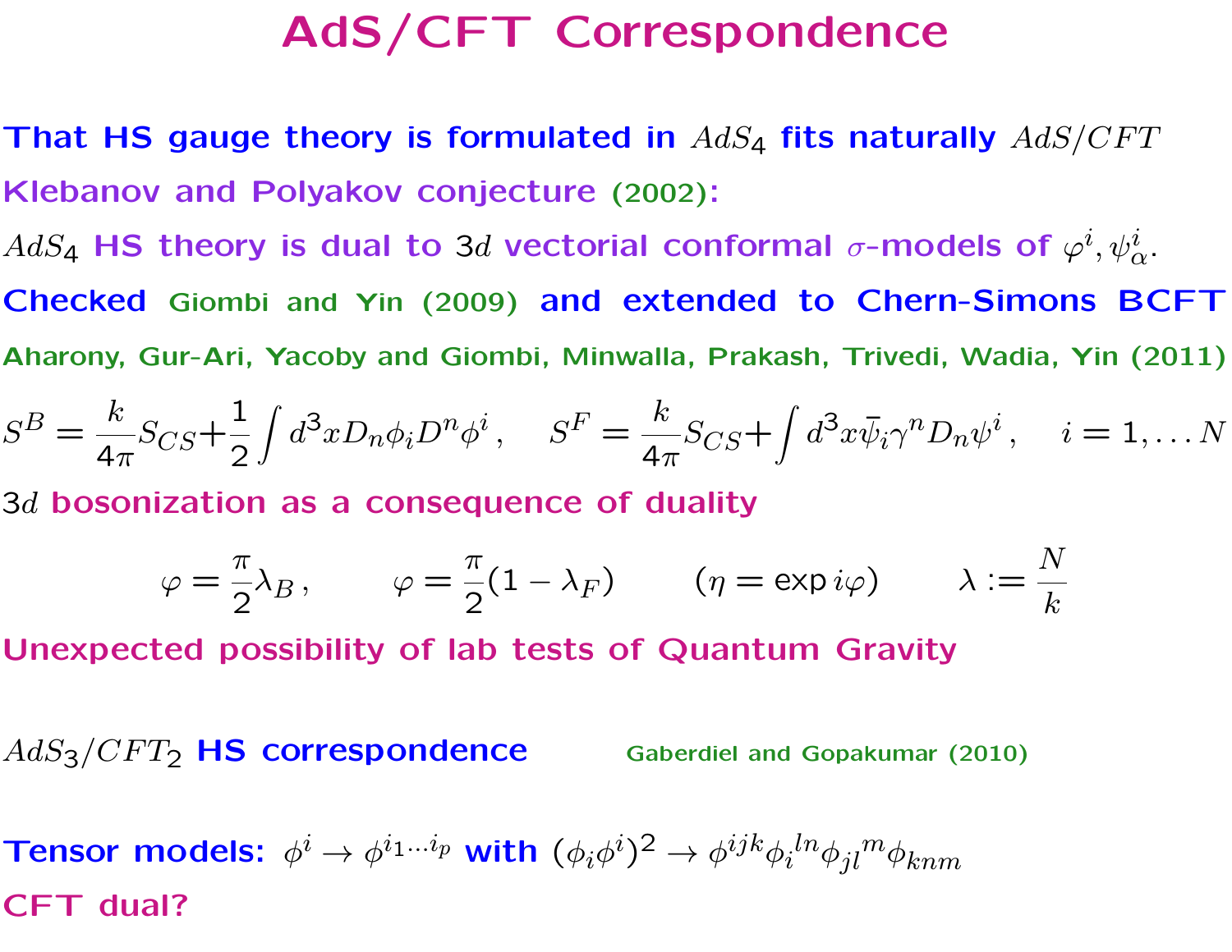# AdS/CFT Correspondence

That HS gauge theory is formulated in $AdS_4$ fits naturally $AdS/CFT$

Klebanov and Polyakov conjecture (2002):

$AdS_4$ HS theory is dual to $3d$ vectorial conformal $\sigma$-models of $\varphi^i, \psi^i_\alpha$.

Checked Giombi and Yin (2009) and extended to Chern-Simons BCFT

Aharony, Gur-Ari, Yacoby and Giombi, Minwalla, Prakash, Trivedi, Wadia, Yin (2011)

$$S^B = \frac{k}{4\pi} S_{CS} + \frac{1}{2}\int d^3x D_n \phi_i D^n \phi^i \,, \quad S^F = \frac{k}{4\pi} S_{CS} + \int d^3x \bar{\psi}_i \gamma^n D_n \psi^i \,, \quad i = 1, \dots N$$

$3d$ bosonization as a consequence of duality

$$\varphi = \frac{\pi}{2}\lambda_B \,, \qquad \varphi = \frac{\pi}{2}(1 - \lambda_F) \qquad (\eta = \exp i\varphi) \qquad \lambda := \frac{N}{k}$$

Unexpected possibility of lab tests of Quantum Gravity

$AdS_3/CFT_2$ HS correspondence Gaberdiel and Gopakumar (2010)

Tensor models: $\phi^i \to \phi^{i_1 \dots i_p}$ with $(\phi_i \phi^i)^2 \to \phi^{ijk} \phi_i{}^{ln} \phi_{jl}{}^m \phi_{knm}$

CFT dual?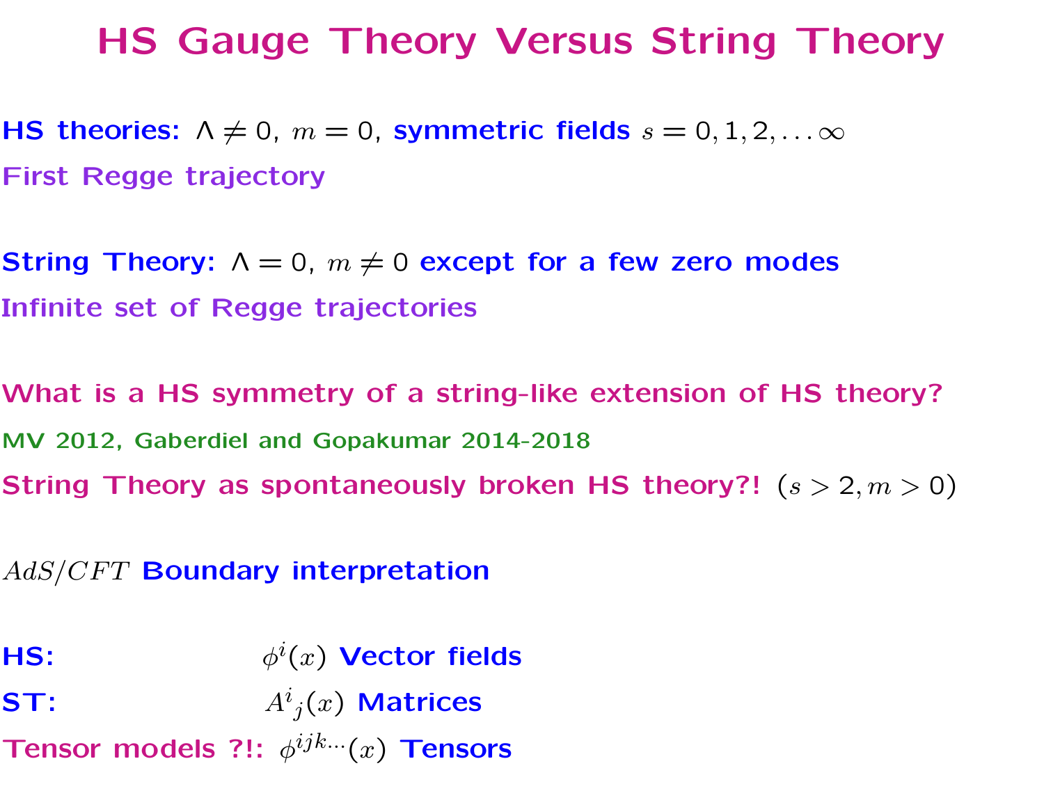# HS Gauge Theory Versus String Theory

**HS theories:** $\Lambda \neq 0$, $m = 0$, **symmetric fields** $s = 0, 1, 2, \dots \infty$

**First Regge trajectory**

**String Theory:** $\Lambda = 0$, $m \neq 0$ **except for a few zero modes**

**Infinite set of Regge trajectories**

**What is a HS symmetry of a string-like extension of HS theory?**

MV 2012, Gaberdiel and Gopakumar 2014-2018

**String Theory as spontaneously broken HS theory?!** $(s > 2, m > 0)$

$AdS/CFT$ **Boundary interpretation**

**HS:** $\phi^i(x)$ **Vector fields**

**ST:** $A^i{}_j(x)$ **Matrices**

**Tensor models ?!:** $\phi^{ijk\dots}(x)$ **Tensors**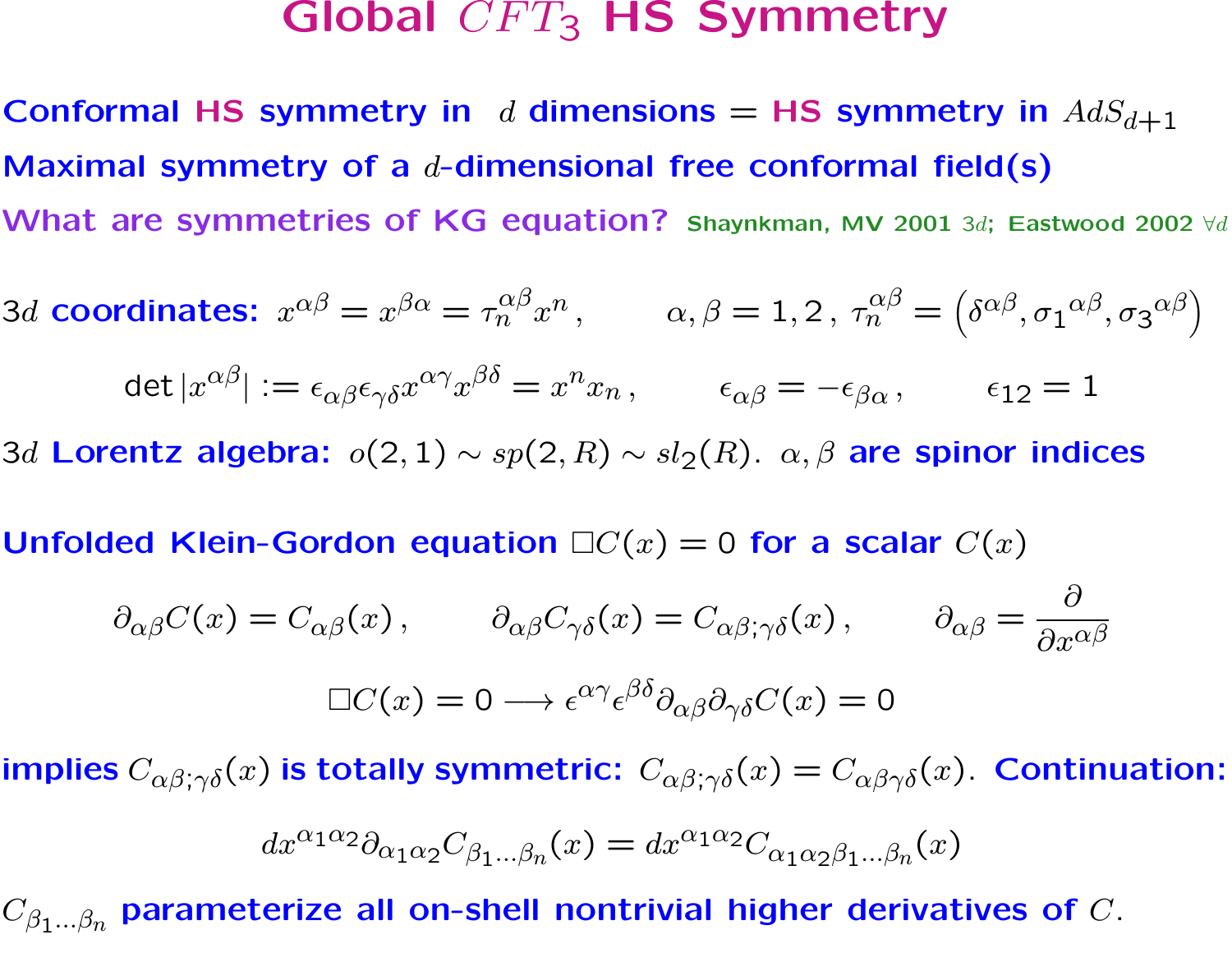# Global $CFT_3$ HS Symmetry

Conformal HS symmetry in $d$ dimensions = HS symmetry in $AdS_{d+1}$

Maximal symmetry of a $d$-dimensional free conformal field(s)

What are symmetries of KG equation? Shaynkman, MV 2001 $3d$; Eastwood 2002 $\forall d$

$3d$ coordinates: $x^{\alpha\beta} = x^{\beta\alpha} = \tau_n^{\alpha\beta} x^n \,, \qquad \alpha, \beta = 1, 2 \,, \; \tau_n^{\alpha\beta} = \left(\delta^{\alpha\beta}, {\sigma_1}^{\alpha\beta}, {\sigma_3}^{\alpha\beta}\right)$

$$\det |x^{\alpha\beta}| := \epsilon_{\alpha\beta}\epsilon_{\gamma\delta} x^{\alpha\gamma} x^{\beta\delta} = x^n x_n \,, \qquad \epsilon_{\alpha\beta} = -\epsilon_{\beta\alpha} \,, \qquad \epsilon_{12} = 1$$

$3d$ Lorentz algebra: $o(2,1) \sim sp(2,R) \sim sl_2(R)$. $\alpha, \beta$ are spinor indices

Unfolded Klein-Gordon equation $\Box C(x) = 0$ for a scalar $C(x)$

$$\partial_{\alpha\beta} C(x) = C_{\alpha\beta}(x) \,, \qquad \partial_{\alpha\beta} C_{\gamma\delta}(x) = C_{\alpha\beta;\gamma\delta}(x) \,, \qquad \partial_{\alpha\beta} = \frac{\partial}{\partial x^{\alpha\beta}}$$

$$\Box C(x) = 0 \longrightarrow \epsilon^{\alpha\gamma}\epsilon^{\beta\delta} \partial_{\alpha\beta}\partial_{\gamma\delta} C(x) = 0$$

implies $C_{\alpha\beta;\gamma\delta}(x)$ is totally symmetric: $C_{\alpha\beta;\gamma\delta}(x) = C_{\alpha\beta\gamma\delta}(x)$. Continuation:

$$dx^{\alpha_1\alpha_2} \partial_{\alpha_1\alpha_2} C_{\beta_1\ldots\beta_n}(x) = dx^{\alpha_1\alpha_2} C_{\alpha_1\alpha_2\beta_1\ldots\beta_n}(x)$$

$C_{\beta_1\ldots\beta_n}$ parameterize all on-shell nontrivial higher derivatives of $C$.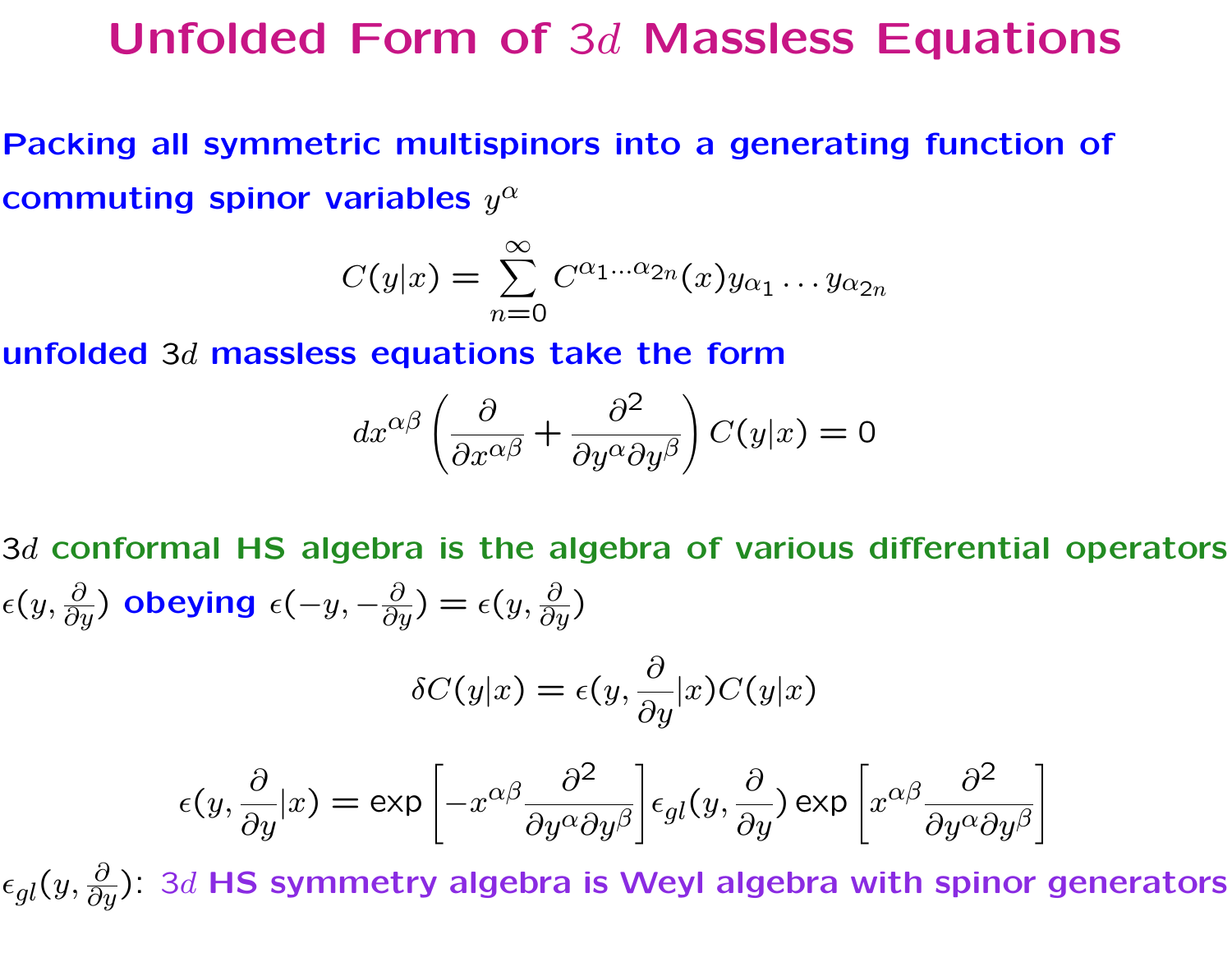# Unfolded Form of $3d$ Massless Equations

**Packing all symmetric multispinors into a generating function of commuting spinor variables $y^\alpha$**

$$C(y|x) = \sum_{n=0}^{\infty} C^{\alpha_1 \ldots \alpha_{2n}}(x) y_{\alpha_1} \ldots y_{\alpha_{2n}}$$

**unfolded $3d$ massless equations take the form**

$$dx^{\alpha\beta} \left( \frac{\partial}{\partial x^{\alpha\beta}} + \frac{\partial^2}{\partial y^\alpha \partial y^\beta} \right) C(y|x) = 0$$

$3d$ **conformal HS algebra is the algebra of various differential operators $\epsilon(y, \frac{\partial}{\partial y})$ obeying** $\epsilon(-y, -\frac{\partial}{\partial y}) = \epsilon(y, \frac{\partial}{\partial y})$

$$\delta C(y|x) = \epsilon(y, \frac{\partial}{\partial y}|x) C(y|x)$$

$$\epsilon(y, \frac{\partial}{\partial y}|x) = \exp\left[ -x^{\alpha\beta} \frac{\partial^2}{\partial y^\alpha \partial y^\beta} \right] \epsilon_{gl}(y, \frac{\partial}{\partial y}) \exp\left[ x^{\alpha\beta} \frac{\partial^2}{\partial y^\alpha \partial y^\beta} \right]$$

$\epsilon_{gl}(y, \frac{\partial}{\partial y})$: $3d$ **HS symmetry algebra is Weyl algebra with spinor generators**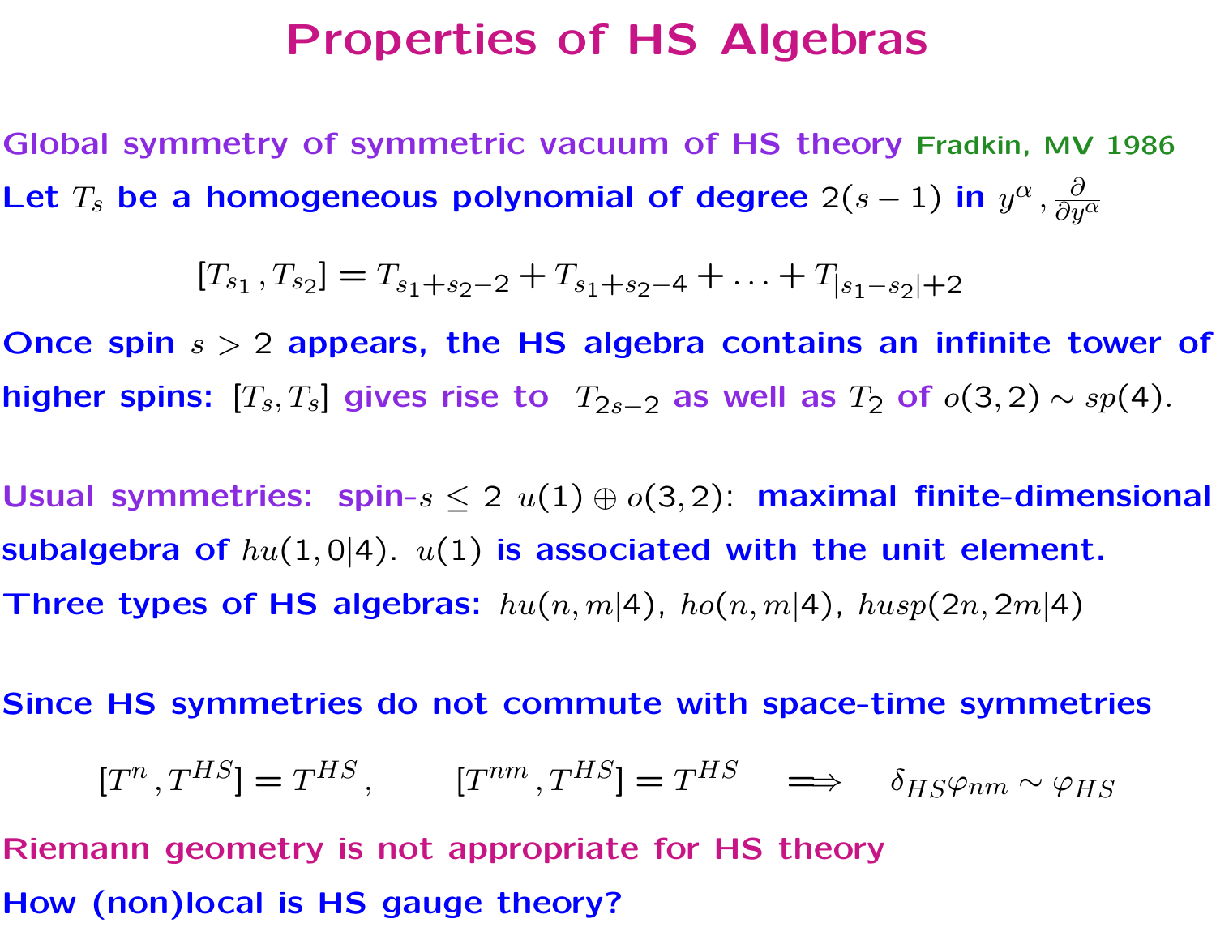# Properties of HS Algebras

Global symmetry of symmetric vacuum of HS theory Fradkin, MV 1986

Let $T_s$ be a homogeneous polynomial of degree $2(s-1)$ in $y^\alpha, \frac{\partial}{\partial y^\alpha}$

$$[T_{s_1}, T_{s_2}] = T_{s_1+s_2-2} + T_{s_1+s_2-4} + \ldots + T_{|s_1-s_2|+2}$$

Once spin $s > 2$ appears, the HS algebra contains an infinite tower of higher spins: $[T_s, T_s]$ gives rise to $T_{2s-2}$ as well as $T_2$ of $o(3,2) \sim sp(4)$.

Usual symmetries: spin-$s \leq 2$ $u(1) \oplus o(3,2)$: maximal finite-dimensional subalgebra of $hu(1,0|4)$. $u(1)$ is associated with the unit element.

Three types of HS algebras: $hu(n,m|4)$, $ho(n,m|4)$, $husp(2n,2m|4)$

Since HS symmetries do not commute with space-time symmetries

$$[T^n, T^{HS}] = T^{HS}, \qquad [T^{nm}, T^{HS}] = T^{HS} \quad \Longrightarrow \quad \delta_{HS}\varphi_{nm} \sim \varphi_{HS}$$

Riemann geometry is not appropriate for HS theory

How (non)local is HS gauge theory?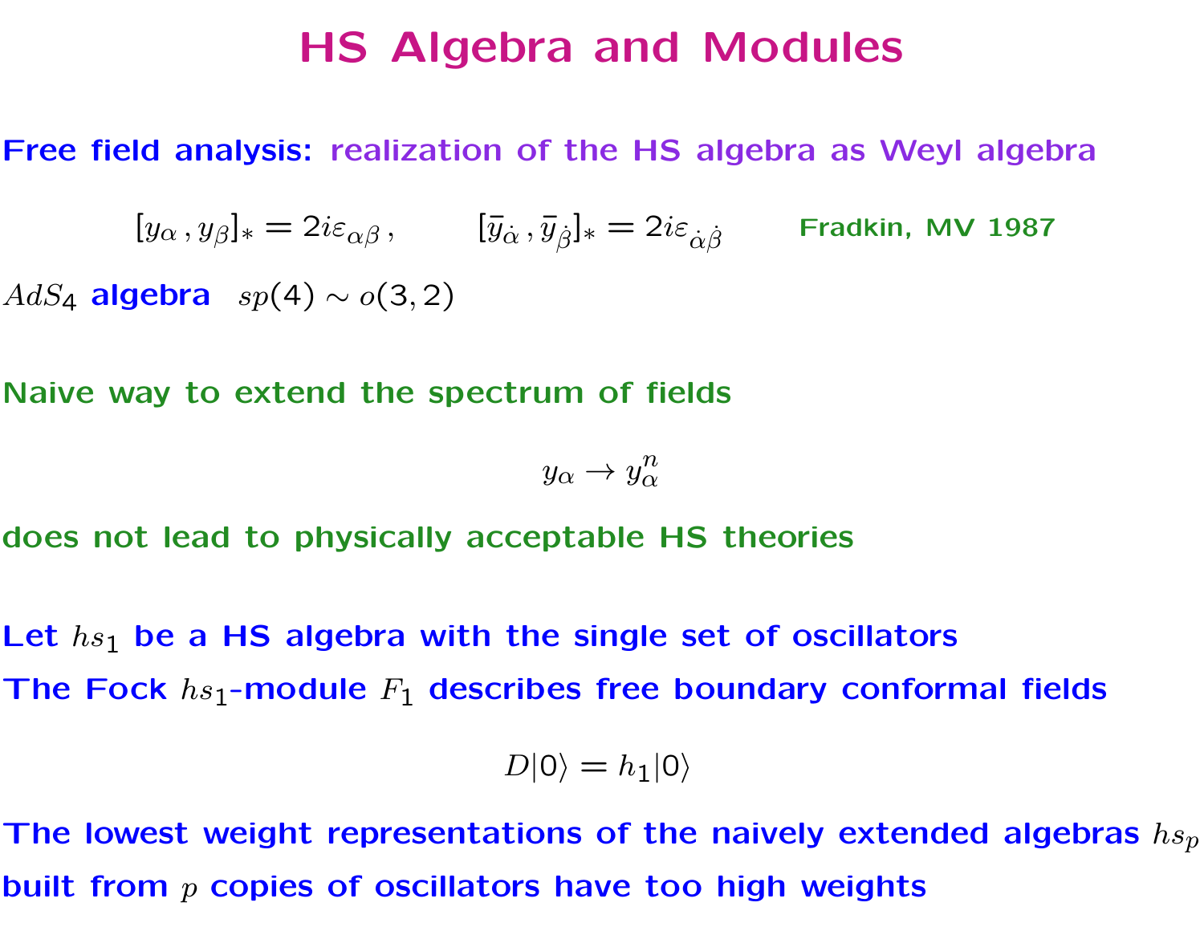# HS Algebra and Modules

**Free field analysis:** realization of the HS algebra as Weyl algebra

$$[y_\alpha , y_\beta]_* = 2i\varepsilon_{\alpha\beta} \,, \qquad [\bar{y}_{\dot\alpha} , \bar{y}_{\dot\beta}]_* = 2i\varepsilon_{\dot\alpha\dot\beta}$$

Fradkin, MV 1987

$AdS_4$ **algebra** $sp(4) \sim o(3,2)$

**Naive way to extend the spectrum of fields**

$$y_\alpha \to y_\alpha^n$$

**does not lead to physically acceptable HS theories**

**Let $hs_1$ be a HS algebra with the single set of oscillators**

**The Fock $hs_1$-module $F_1$ describes free boundary conformal fields**

$$D|0\rangle = h_1|0\rangle$$

**The lowest weight representations of the naively extended algebras $hs_p$ built from $p$ copies of oscillators have too high weights**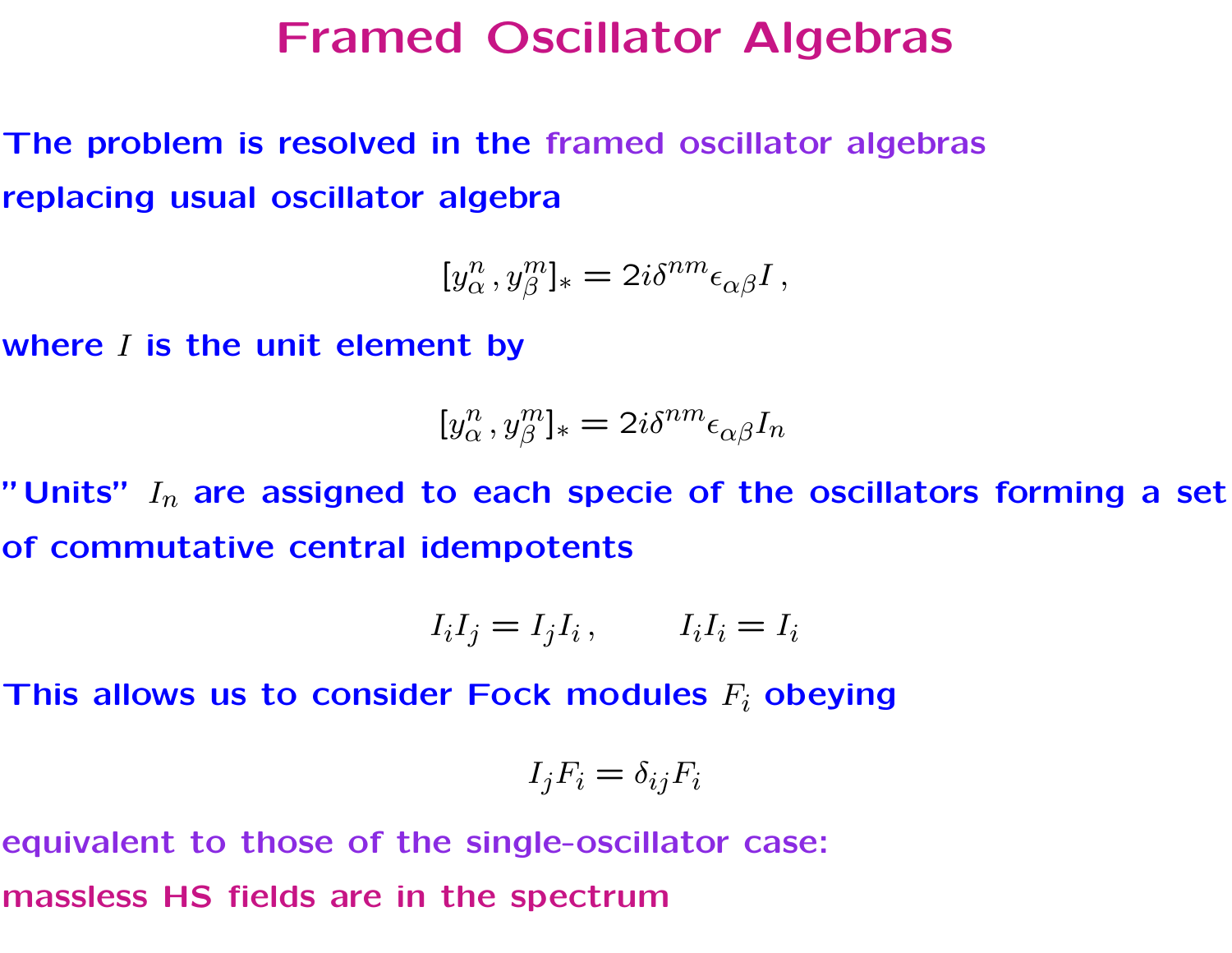# Framed Oscillator Algebras

The problem is resolved in the framed oscillator algebras replacing usual oscillator algebra

$$[y^n_\alpha\,, y^m_\beta]_* = 2i\delta^{nm}\epsilon_{\alpha\beta} I\,,$$

where $I$ is the unit element by

$$[y^n_\alpha\,, y^m_\beta]_* = 2i\delta^{nm}\epsilon_{\alpha\beta} I_n$$

"Units" $I_n$ are assigned to each specie of the oscillators forming a set of commutative central idempotents

$$I_i I_j = I_j I_i\,, \qquad I_i I_i = I_i$$

This allows us to consider Fock modules $F_i$ obeying

$$I_j F_i = \delta_{ij} F_i$$

equivalent to those of the single-oscillator case: massless HS fields are in the spectrum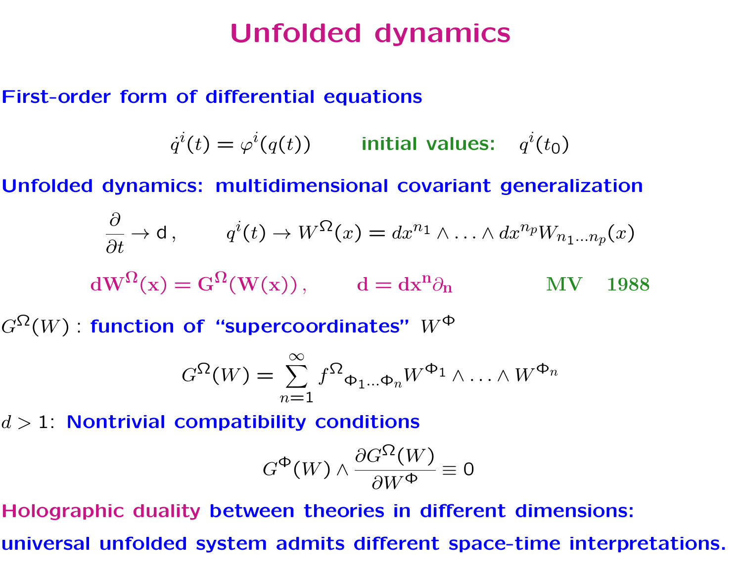# Unfolded dynamics

**First-order form of differential equations**

$$\dot{q}^i(t) = \varphi^i(q(t)) \qquad \text{initial values:} \quad q^i(t_0)$$

**Unfolded dynamics: multidimensional covariant generalization**

$$\frac{\partial}{\partial t} \to \mathsf{d}\,, \qquad q^i(t) \to W^\Omega(x) = dx^{n_1} \wedge \ldots \wedge dx^{n_p} W_{n_1 \ldots n_p}(x)$$

$$\mathbf{dW^\Omega(x) = G^\Omega(W(x))}\,, \qquad \mathbf{d = dx^n \partial_n} \qquad\qquad \mathbf{MV \quad 1988}$$

$G^\Omega(W)$ : **function of "supercoordinates"** $W^\Phi$

$$G^\Omega(W) = \sum_{n=1}^{\infty} f^\Omega{}_{\Phi_1 \ldots \Phi_n} W^{\Phi_1} \wedge \ldots \wedge W^{\Phi_n}$$

$d > 1$: **Nontrivial compatibility conditions**

$$G^\Phi(W) \wedge \frac{\partial G^\Omega(W)}{\partial W^\Phi} \equiv 0$$

**Holographic duality between theories in different dimensions:**

**universal unfolded system admits different space-time interpretations.**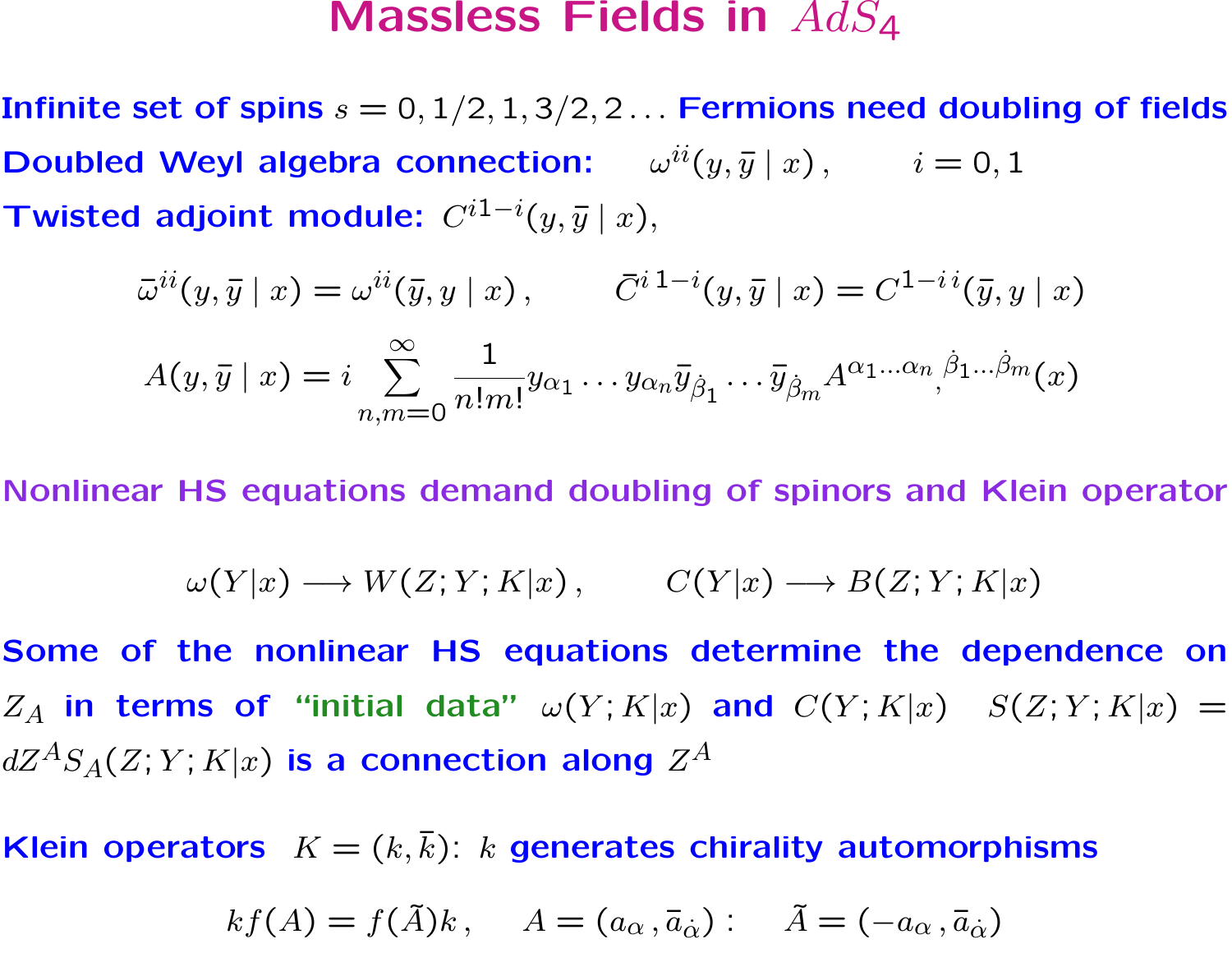# Massless Fields in $AdS_4$

Infinite set of spins $s = 0, 1/2, 1, 3/2, 2\ldots$ Fermions need doubling of fields

Doubled Weyl algebra connection: $\quad \omega^{ii}(y, \bar{y} \mid x)\,, \qquad i = 0, 1$

Twisted adjoint module: $C^{i1-i}(y, \bar{y} \mid x)$,

$$\bar{\omega}^{ii}(y, \bar{y} \mid x) = \omega^{ii}(\bar{y}, y \mid x)\,, \qquad \bar{C}^{i\,1-i}(y, \bar{y} \mid x) = C^{1-i\,i}(\bar{y}, y \mid x)$$

$$A(y, \bar{y} \mid x) = i \sum_{n,m=0}^{\infty} \frac{1}{n!m!} y_{\alpha_1} \ldots y_{\alpha_n} \bar{y}_{\dot{\beta}_1} \ldots \bar{y}_{\dot{\beta}_m} A^{\alpha_1 \ldots \alpha_n}{}_{,}{}^{\dot{\beta}_1 \ldots \dot{\beta}_m}(x)$$

Nonlinear HS equations demand doubling of spinors and Klein operator

$$\omega(Y|x) \longrightarrow W(Z; Y; K|x)\,, \qquad C(Y|x) \longrightarrow B(Z; Y; K|x)$$

Some of the nonlinear HS equations determine the dependence on $Z_A$ in terms of "initial data" $\omega(Y; K|x)$ and $C(Y; K|x)$ $\quad S(Z; Y; K|x) = dZ^A S_A(Z; Y; K|x)$ is a connection along $Z^A$

Klein operators $\; K = (k, \bar{k})$: $\; k$ generates chirality automorphisms

$$k f(A) = f(\tilde{A}) k\,, \qquad A = (a_\alpha\,, \bar{a}_{\dot{\alpha}}): \qquad \tilde{A} = (-a_\alpha\,, \bar{a}_{\dot{\alpha}})$$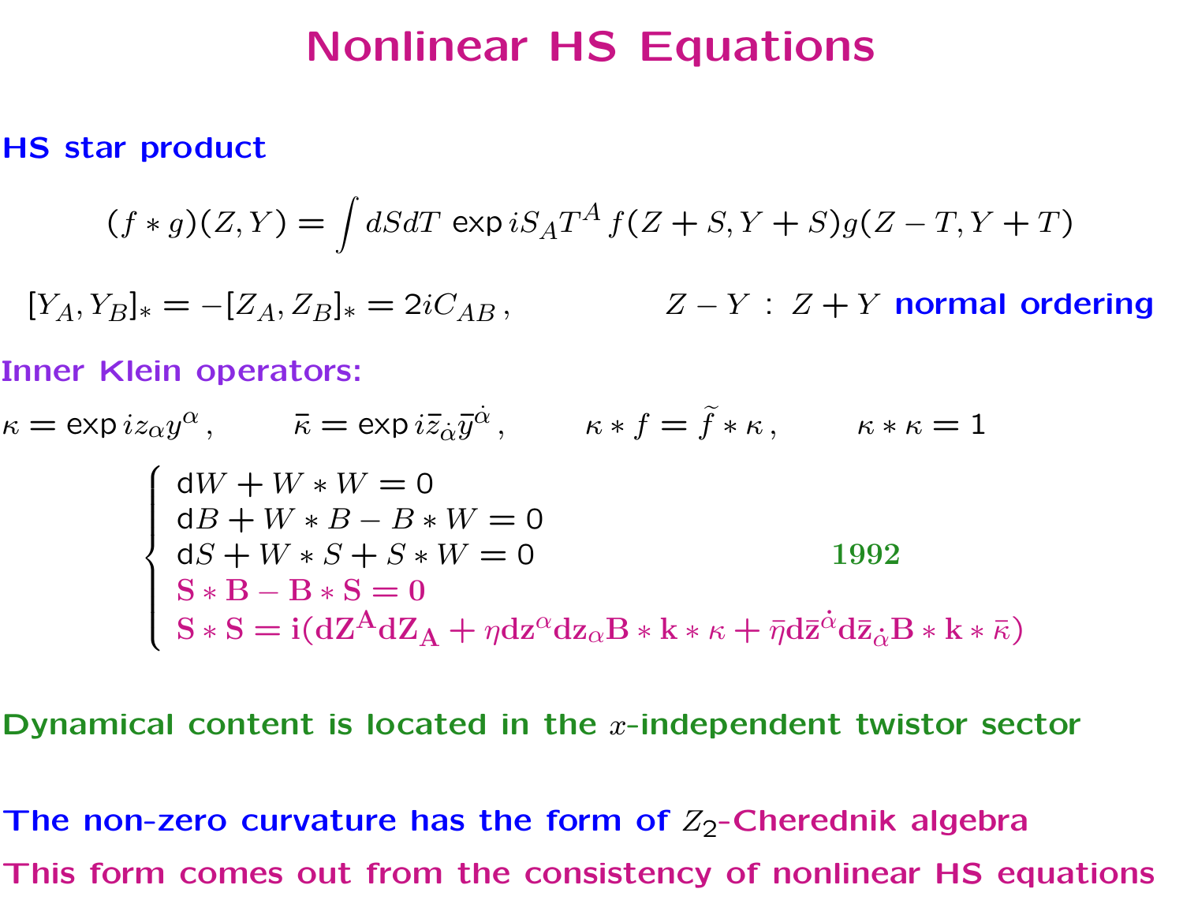# Nonlinear HS Equations

**HS star product**

$$(f * g)(Z,Y) = \int dS dT \; \exp i S_A T^A \, f(Z+S, Y+S) g(Z-T, Y+T)$$

$$[Y_A, Y_B]_* = -[Z_A, Z_B]_* = 2iC_{AB}\,, \qquad\qquad Z - Y \,:\, Z + Y \text{ normal ordering}$$

**Inner Klein operators:**

$$\kappa = \exp i z_\alpha y^\alpha\,, \qquad \bar\kappa = \exp i \bar z_{\dot\alpha} \bar y^{\dot\alpha}\,, \qquad \kappa * f = \widetilde{f} * \kappa\,, \qquad \kappa * \kappa = 1$$

$$\begin{cases} \mathrm{d}W + W * W = 0 \\ \mathrm{d}B + W * B - B * W = 0 \\ \mathrm{d}S + W * S + S * W = 0 \\ \mathbf{S * B - B * S = 0} \\ \mathbf{S * S = i(dZ^A dZ_A + \eta dz^\alpha dz_\alpha B * k * \kappa + \bar\eta d\bar z^{\dot\alpha} d\bar z_{\dot\alpha} B * k * \bar\kappa)} \end{cases} \qquad \mathbf{1992}$$

**Dynamical content is located in the $x$-independent twistor sector**

**The non-zero curvature has the form of $Z_2$-Cherednik algebra**

**This form comes out from the consistency of nonlinear HS equations**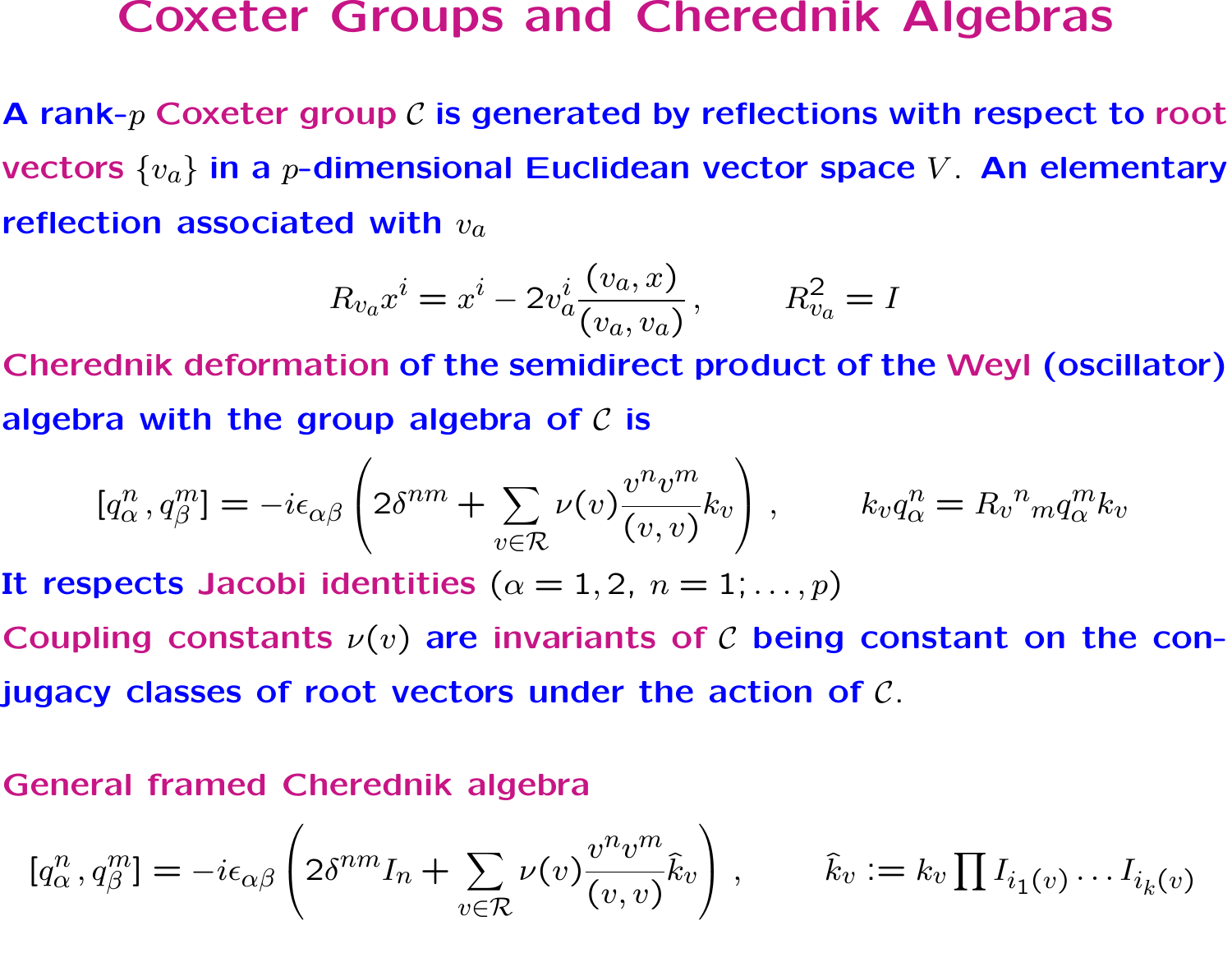# Coxeter Groups and Cherednik Algebras

A rank-$p$ Coxeter group $\mathcal{C}$ is generated by reflections with respect to root vectors $\{v_a\}$ in a $p$-dimensional Euclidean vector space $V$. An elementary reflection associated with $v_a$

$$R_{v_a} x^i = x^i - 2 v_a^i \frac{(v_a, x)}{(v_a, v_a)}\,, \qquad R_{v_a}^2 = I$$

Cherednik deformation of the semidirect product of the Weyl (oscillator) algebra with the group algebra of $\mathcal{C}$ is

$$[q_\alpha^n, q_\beta^m] = -i\epsilon_{\alpha\beta}\left(2\delta^{nm} + \sum_{v\in\mathcal{R}} \nu(v) \frac{v^n v^m}{(v,v)} k_v\right)\,, \qquad k_v q_\alpha^n = R_v{}^n{}_m q_\alpha^m k_v$$

It respects Jacobi identities ($\alpha = 1, 2,\ n = 1;\ldots,p$)

Coupling constants $\nu(v)$ are invariants of $\mathcal{C}$ being constant on the conjugacy classes of root vectors under the action of $\mathcal{C}$.

## General framed Cherednik algebra

$$[q_\alpha^n, q_\beta^m] = -i\epsilon_{\alpha\beta}\left(2\delta^{nm} I_n + \sum_{v\in\mathcal{R}} \nu(v) \frac{v^n v^m}{(v,v)} \widehat{k}_v\right)\,, \qquad \widehat{k}_v := k_v \prod I_{i_1(v)} \ldots I_{i_k(v)}$$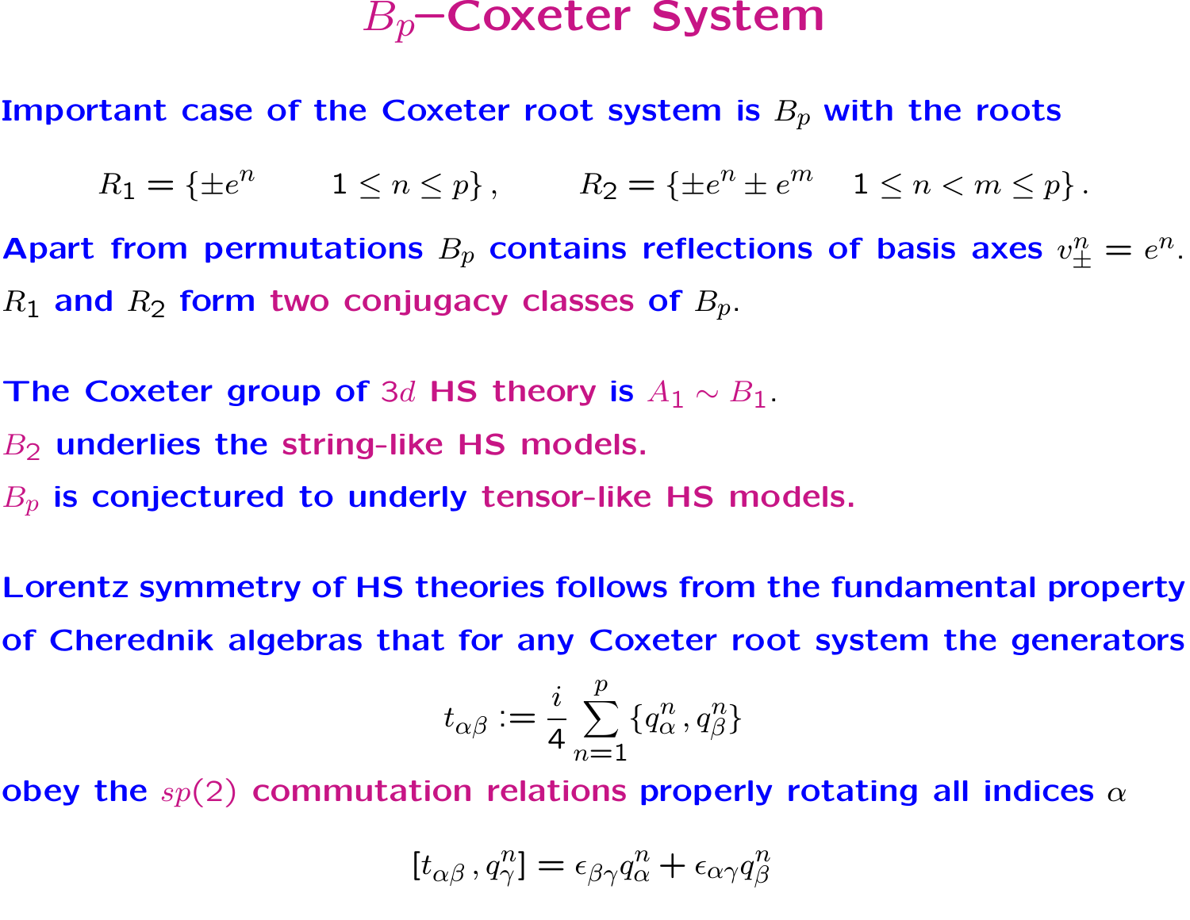# $B_p$–Coxeter System

Important case of the Coxeter root system is $B_p$ with the roots

$$R_1 = \{\pm e^n \qquad 1 \le n \le p\}\,, \qquad R_2 = \{\pm e^n \pm e^m \quad 1 \le n < m \le p\}\,.$$

Apart from permutations $B_p$ contains reflections of basis axes $v^n_\pm = e^n$.

$R_1$ and $R_2$ form two conjugacy classes of $B_p$.

The Coxeter group of $3d$ HS theory is $A_1 \sim B_1$.

$B_2$ underlies the string-like HS models.

$B_p$ is conjectured to underly tensor-like HS models.

Lorentz symmetry of HS theories follows from the fundamental property of Cherednik algebras that for any Coxeter root system the generators

$$t_{\alpha\beta} := \frac{i}{4} \sum_{n=1}^{p} \{q^n_\alpha \,, q^n_\beta\}$$

obey the $sp(2)$ commutation relations properly rotating all indices $\alpha$

$$[t_{\alpha\beta}\,, q^n_\gamma] = \epsilon_{\beta\gamma} q^n_\alpha + \epsilon_{\alpha\gamma} q^n_\beta$$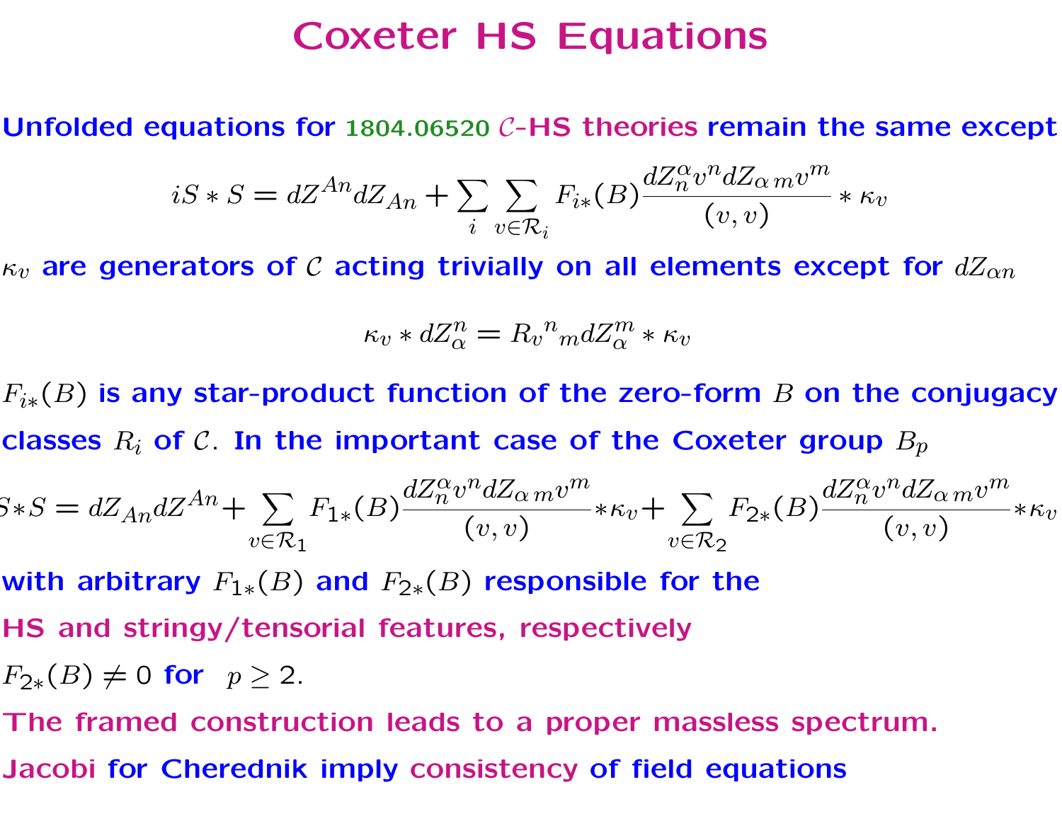# Coxeter HS Equations

Unfolded equations for 1804.06520 $\mathcal{C}$-HS theories remain the same except

$$iS * S = dZ^{An} dZ_{An} + \sum_i \sum_{v \in \mathcal{R}_i} F_{i*}(B) \frac{dZ_n^{\alpha} v^n dZ_{\alpha\, m} v^m}{(v,v)} * \kappa_v$$

$\kappa_v$ are generators of $\mathcal{C}$ acting trivially on all elements except for $dZ_{\alpha n}$

$$\kappa_v * dZ_{\alpha}^{n} = R_v{}^n{}_m dZ_{\alpha}^{m} * \kappa_v$$

$F_{i*}(B)$ is any star-product function of the zero-form $B$ on the conjugacy classes $R_i$ of $\mathcal{C}$. In the important case of the Coxeter group $B_p$

$$S*S = dZ_{An} dZ^{An} + \sum_{v \in \mathcal{R}_1} F_{1*}(B) \frac{dZ_n^{\alpha} v^n dZ_{\alpha\, m} v^m}{(v,v)} * \kappa_v + \sum_{v \in \mathcal{R}_2} F_{2*}(B) \frac{dZ_n^{\alpha} v^n dZ_{\alpha\, m} v^m}{(v,v)} * \kappa_v$$

with arbitrary $F_{1*}(B)$ and $F_{2*}(B)$ responsible for the HS and stringy/tensorial features, respectively

$F_{2*}(B) \neq 0$ for $p \geq 2$.

The framed construction leads to a proper massless spectrum.

Jacobi for Cherednik imply consistency of field equations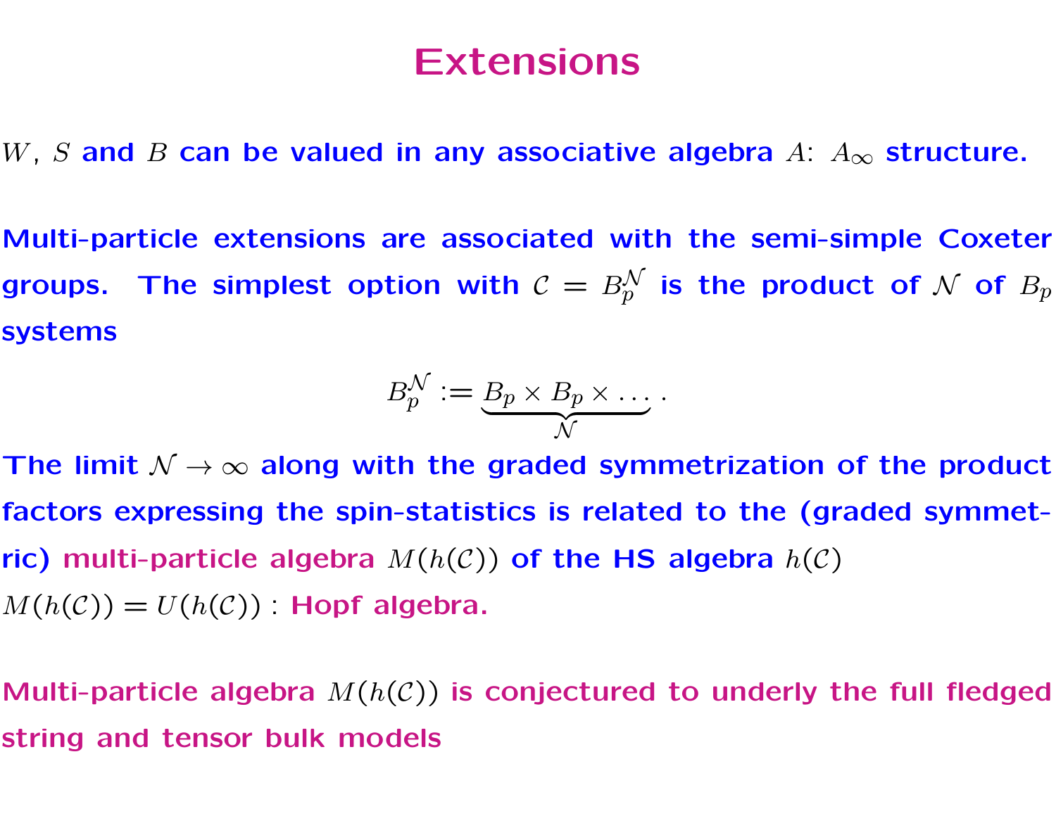# Extensions

$W$, $S$ and $B$ can be valued in any associative algebra $A$: $A_\infty$ structure.

Multi-particle extensions are associated with the semi-simple Coxeter groups. The simplest option with $\mathcal{C} = B_p^{\mathcal{N}}$ is the product of $\mathcal{N}$ of $B_p$ systems

$$B_p^{\mathcal{N}} := \underbrace{B_p \times B_p \times \dots}_{\mathcal{N}} .$$

The limit $\mathcal{N} \to \infty$ along with the graded symmetrization of the product factors expressing the spin-statistics is related to the (graded symmetric) multi-particle algebra $M(h(\mathcal{C}))$ of the HS algebra $h(\mathcal{C})$

$M(h(\mathcal{C})) = U(h(\mathcal{C}))$ : Hopf algebra.

Multi-particle algebra $M(h(\mathcal{C}))$ is conjectured to underly the full fledged string and tensor bulk models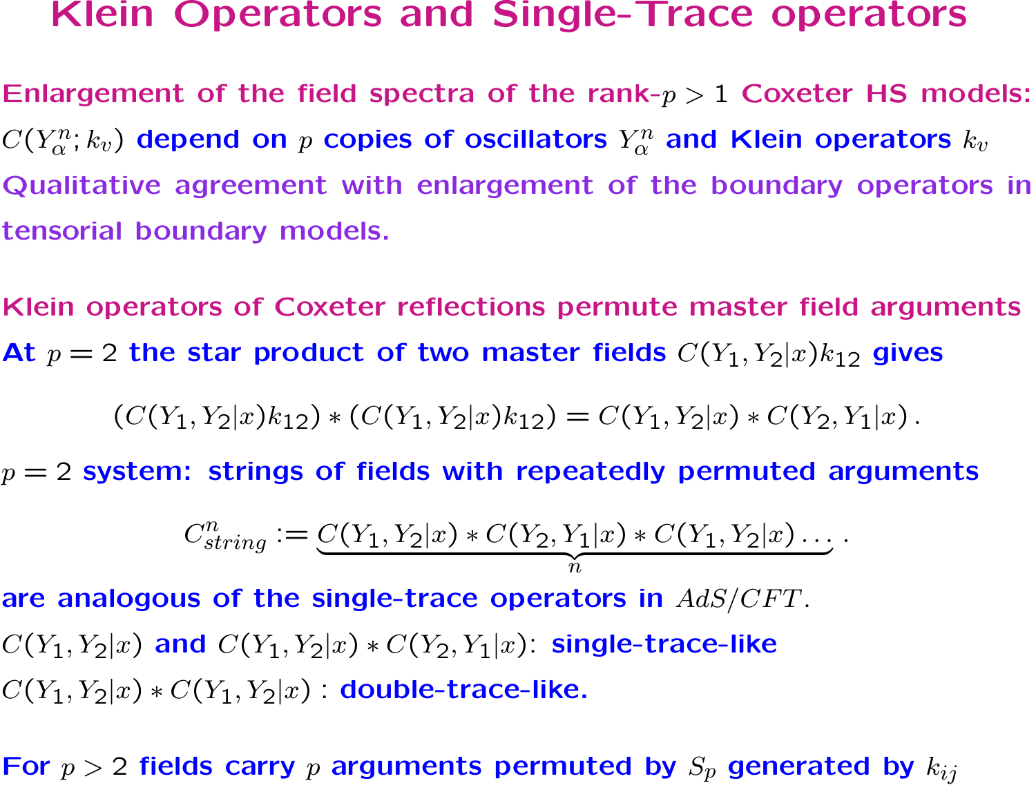# Klein Operators and Single-Trace operators

Enlargement of the field spectra of the rank-$p > 1$ Coxeter HS models:

$C(Y^n_\alpha; k_v)$ depend on $p$ copies of oscillators $Y^n_\alpha$ and Klein operators $k_v$

Qualitative agreement with enlargement of the boundary operators in tensorial boundary models.

Klein operators of Coxeter reflections permute master field arguments

At $p = 2$ the star product of two master fields $C(Y_1, Y_2|x)k_{12}$ gives

$$(C(Y_1, Y_2|x)k_{12}) * (C(Y_1, Y_2|x)k_{12}) = C(Y_1, Y_2|x) * C(Y_2, Y_1|x)\,.$$

$p = 2$ system: strings of fields with repeatedly permuted arguments

$$C^n_{string} := \underbrace{C(Y_1, Y_2|x) * C(Y_2, Y_1|x) * C(Y_1, Y_2|x) \dots}_{n}\,.$$

are analogous of the single-trace operators in $AdS/CFT$.

$C(Y_1, Y_2|x)$ and $C(Y_1, Y_2|x) * C(Y_2, Y_1|x)$: single-trace-like

$C(Y_1, Y_2|x) * C(Y_1, Y_2|x)$ : double-trace-like.

For $p > 2$ fields carry $p$ arguments permuted by $S_p$ generated by $k_{ij}$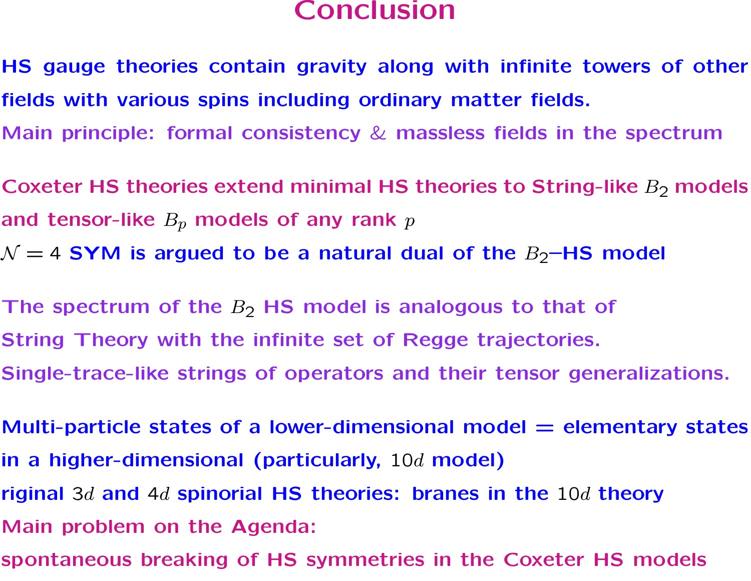# Conclusion

HS gauge theories contain gravity along with infinite towers of other fields with various spins including ordinary matter fields.

Main principle: formal consistency & massless fields in the spectrum

Coxeter HS theories extend minimal HS theories to String-like $B_2$ models and tensor-like $B_p$ models of any rank $p$

$\mathcal{N} = 4$ SYM is argued to be a natural dual of the $B_2$–HS model

The spectrum of the $B_2$ HS model is analogous to that of String Theory with the infinite set of Regge trajectories.

Single-trace-like strings of operators and their tensor generalizations.

Multi-particle states of a lower-dimensional model = elementary states in a higher-dimensional (particularly, $10d$ model)

riginal $3d$ and $4d$ spinorial HS theories: branes in the $10d$ theory

Main problem on the Agenda:

spontaneous breaking of HS symmetries in the Coxeter HS models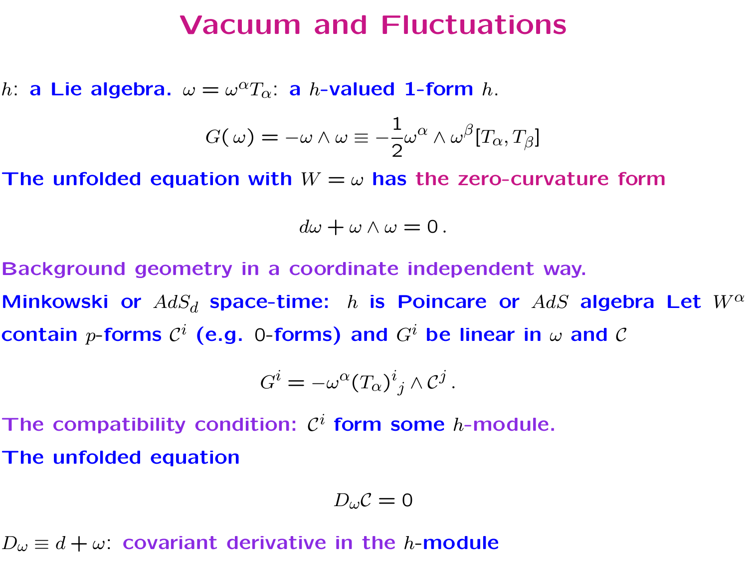# Vacuum and Fluctuations

$h$: **a Lie algebra.** $\omega = \omega^\alpha T_\alpha$: **a $h$-valued 1-form $h$.**

$$G(\omega) = -\omega \wedge \omega \equiv -\frac{1}{2}\omega^\alpha \wedge \omega^\beta [T_\alpha, T_\beta]$$

**The unfolded equation with $W = \omega$ has the zero-curvature form**

$$d\omega + \omega \wedge \omega = 0\,.$$

**Background geometry in a coordinate independent way.**

**Minkowski or $AdS_d$ space-time: $h$ is Poincare or $AdS$ algebra Let $W^\alpha$ contain $p$-forms $\mathcal{C}^i$ (e.g. 0-forms) and $G^i$ be linear in $\omega$ and $\mathcal{C}$**

$$G^i = -\omega^\alpha (T_\alpha)^i{}_j \wedge \mathcal{C}^j\,.$$

**The compatibility condition: $\mathcal{C}^i$ form some $h$-module.**

**The unfolded equation**

$$D_\omega \mathcal{C} = 0$$

$D_\omega \equiv d + \omega$: **covariant derivative in the $h$-module**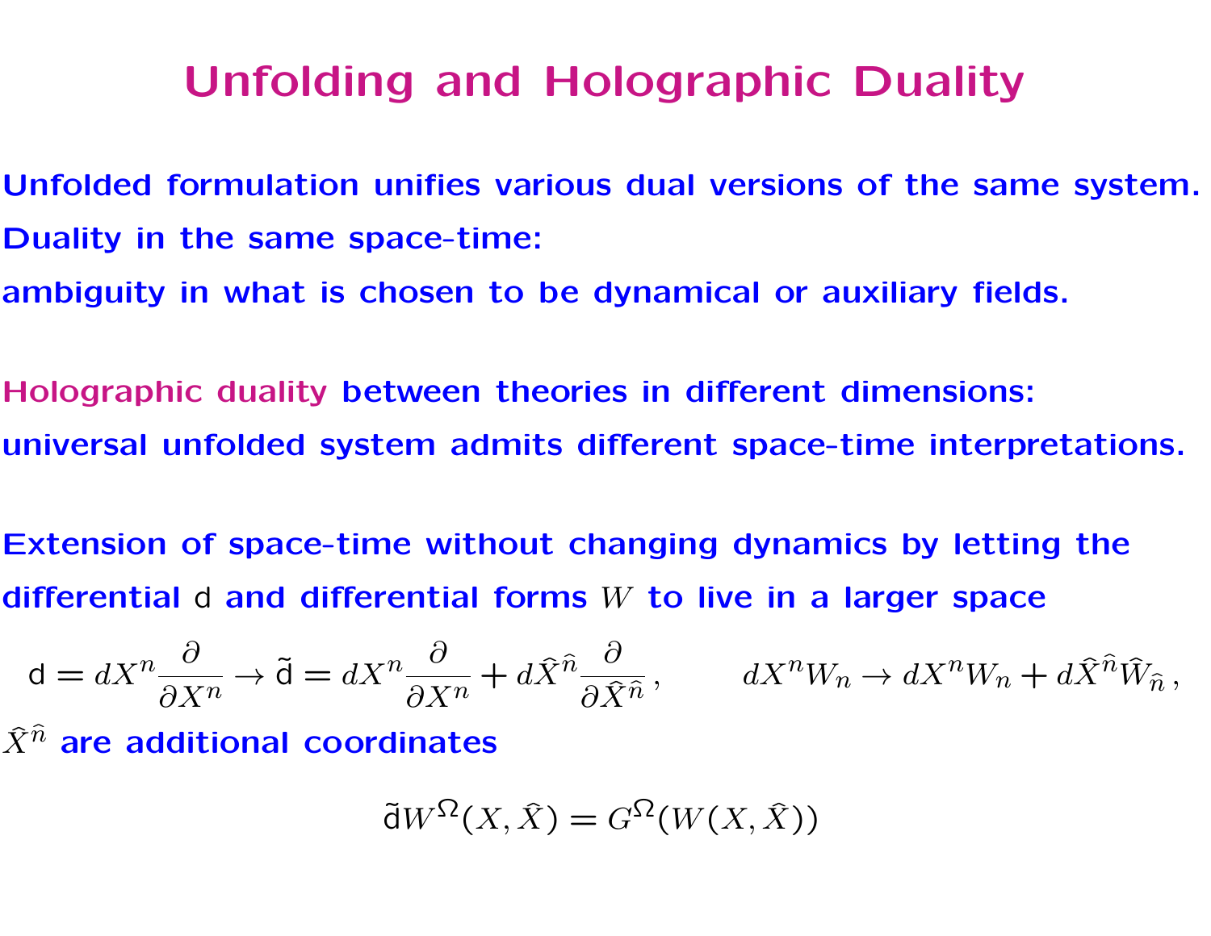# Unfolding and Holographic Duality

Unfolded formulation unifies various dual versions of the same system.

Duality in the same space-time:

ambiguity in what is chosen to be dynamical or auxiliary fields.

Holographic duality between theories in different dimensions:

universal unfolded system admits different space-time interpretations.

Extension of space-time without changing dynamics by letting the differential $\mathsf{d}$ and differential forms $W$ to live in a larger space

$$\mathsf{d} = dX^n \frac{\partial}{\partial X^n} \to \tilde{\mathsf{d}} = dX^n \frac{\partial}{\partial X^n} + d\hat{X}^{\hat{n}} \frac{\partial}{\partial \hat{X}^{\hat{n}}}\,, \qquad dX^n W_n \to dX^n W_n + d\hat{X}^{\hat{n}} \hat{W}_{\hat{n}}\,,$$

$\hat{X}^{\hat{n}}$ are additional coordinates

$$\tilde{\mathsf{d}} W^{\Omega}(X, \hat{X}) = G^{\Omega}(W(X, \hat{X}))$$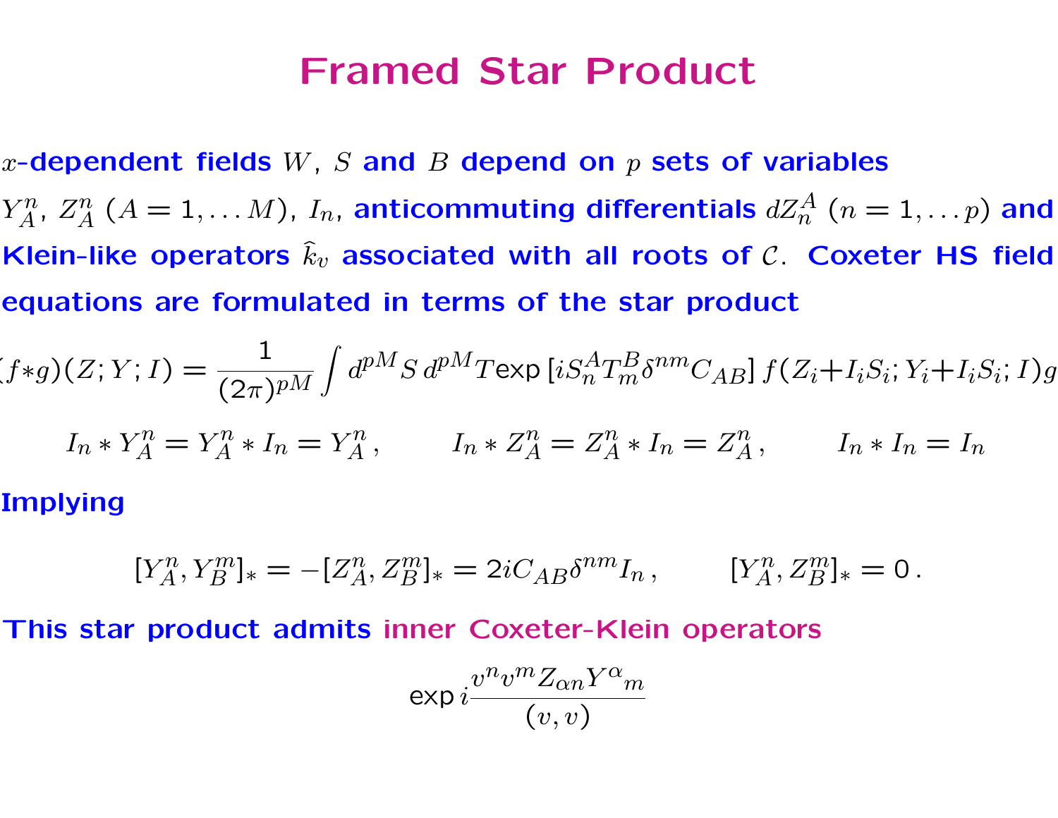# Framed Star Product

$x$-dependent fields $W$, $S$ and $B$ depend on $p$ sets of variables $Y^n_A$, $Z^n_A$ ($A = 1, \dots M$), $I_n$, anticommuting differentials $dZ^A_n$ ($n = 1, \dots p$) and Klein-like operators $\widehat{k}_v$ associated with all roots of $\mathcal{C}$. Coxeter HS field equations are formulated in terms of the star product

$$(f*g)(Z;Y;I) = \frac{1}{(2\pi)^{pM}} \int d^{pM}S\, d^{pM}T \exp\left[iS^A_n T^B_m \delta^{nm} C_{AB}\right] f(Z_i+I_iS_i;Y_i+I_iS_i;I)g$$

$$I_n * Y^n_A = Y^n_A * I_n = Y^n_A\,, \qquad I_n * Z^n_A = Z^n_A * I_n = Z^n_A\,, \qquad I_n * I_n = I_n$$

Implying

$$[Y^n_A, Y^m_B]_* = -[Z^n_A, Z^m_B]_* = 2iC_{AB}\delta^{nm} I_n\,, \qquad [Y^n_A, Z^m_B]_* = 0\,.$$

This star product admits inner Coxeter-Klein operators

$$\exp i\frac{v^n v^m Z_{\alpha n} Y^\alpha{}_m}{(v,v)}$$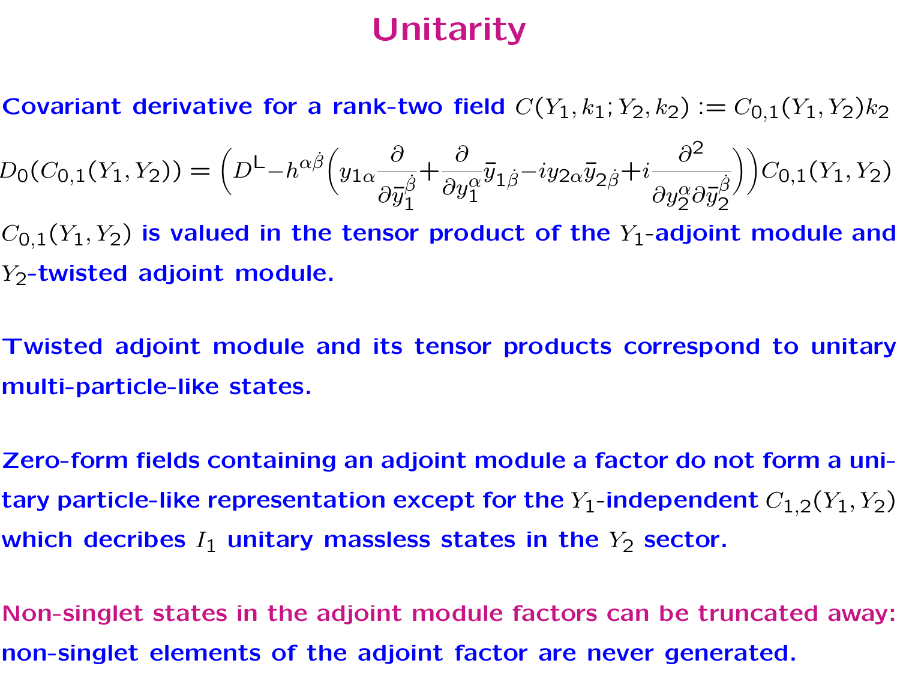# Unitarity

Covariant derivative for a rank-two field $C(Y_1, k_1; Y_2, k_2) := C_{0,1}(Y_1, Y_2)k_2$

$$D_0(C_{0,1}(Y_1, Y_2)) = \Big(D^{\mathsf{L}} - h^{\alpha\dot\beta}\Big(y_{1\alpha}\frac{\partial}{\partial \bar y_1^{\dot\beta}} + \frac{\partial}{\partial y_1^{\alpha}}\bar y_{1\dot\beta} - i y_{2\alpha}\bar y_{2\dot\beta} + i\frac{\partial^2}{\partial y_2^{\alpha}\partial \bar y_2^{\dot\beta}}\Big)\Big)C_{0,1}(Y_1, Y_2)$$

$C_{0,1}(Y_1, Y_2)$ is valued in the tensor product of the $Y_1$-adjoint module and $Y_2$-twisted adjoint module.

Twisted adjoint module and its tensor products correspond to unitary multi-particle-like states.

Zero-form fields containing an adjoint module a factor do not form a unitary particle-like representation except for the $Y_1$-independent $C_{1,2}(Y_1, Y_2)$ which decribes $I_1$ unitary massless states in the $Y_2$ sector.

Non-singlet states in the adjoint module factors can be truncated away: non-singlet elements of the adjoint factor are never generated.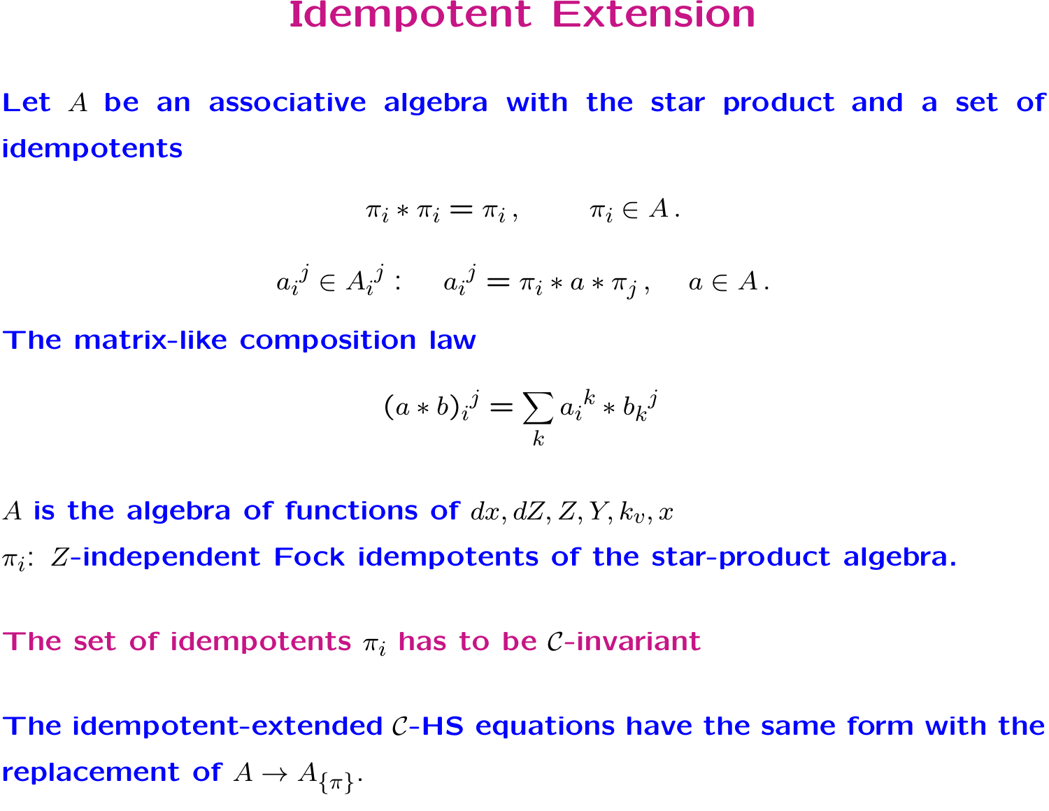# Idempotent Extension

Let $A$ be an associative algebra with the star product and a set of idempotents

$$\pi_i * \pi_i = \pi_i \,, \qquad \pi_i \in A \,.$$

$$a_i{}^j \in A_i{}^j : \quad a_i{}^j = \pi_i * a * \pi_j \,, \quad a \in A \,.$$

The matrix-like composition law

$$(a * b)_i{}^j = \sum_k a_i{}^k * b_k{}^j$$

$A$ is the algebra of functions of $dx, dZ, Z, Y, k_v, x$

$\pi_i$: $Z$-independent Fock idempotents of the star-product algebra.

The set of idempotents $\pi_i$ has to be $\mathcal{C}$-invariant

The idempotent-extended $\mathcal{C}$-HS equations have the same form with the replacement of $A \to A_{\{\pi\}}$.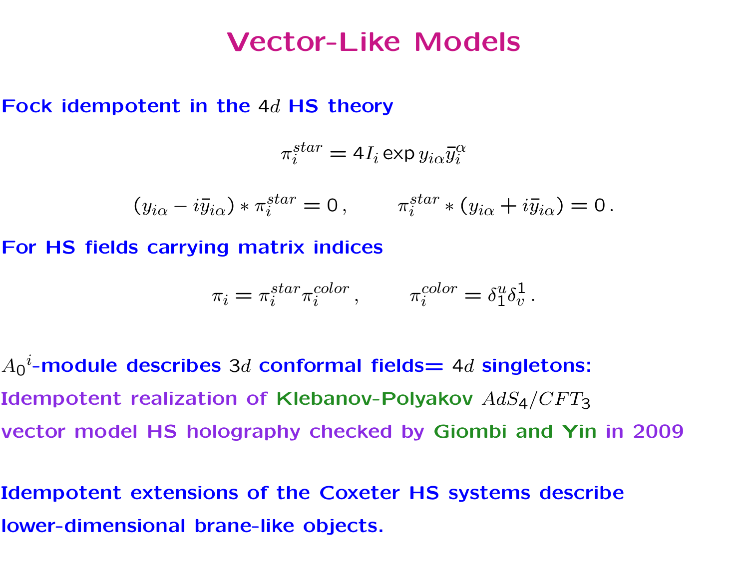# Vector-Like Models

**Fock idempotent in the $4d$ HS theory**

$$\pi_i^{star} = 4 I_i \exp y_{i\alpha} \bar{y}_i^{\alpha}$$

$$(y_{i\alpha} - i\bar{y}_{i\alpha}) * \pi_i^{star} = 0\,, \qquad \pi_i^{star} * (y_{i\alpha} + i\bar{y}_{i\alpha}) = 0\,.$$

**For HS fields carrying matrix indices**

$$\pi_i = \pi_i^{star} \pi_i^{color}\,, \qquad \pi_i^{color} = \delta_1^u \delta_v^1\,.$$

**${A_0}^i$-module describes $3d$ conformal fields= $4d$ singletons:**

**Idempotent realization of Klebanov-Polyakov $AdS_4/CFT_3$**

**vector model HS holography checked by Giombi and Yin in 2009**

**Idempotent extensions of the Coxeter HS systems describe**

**lower-dimensional brane-like objects.**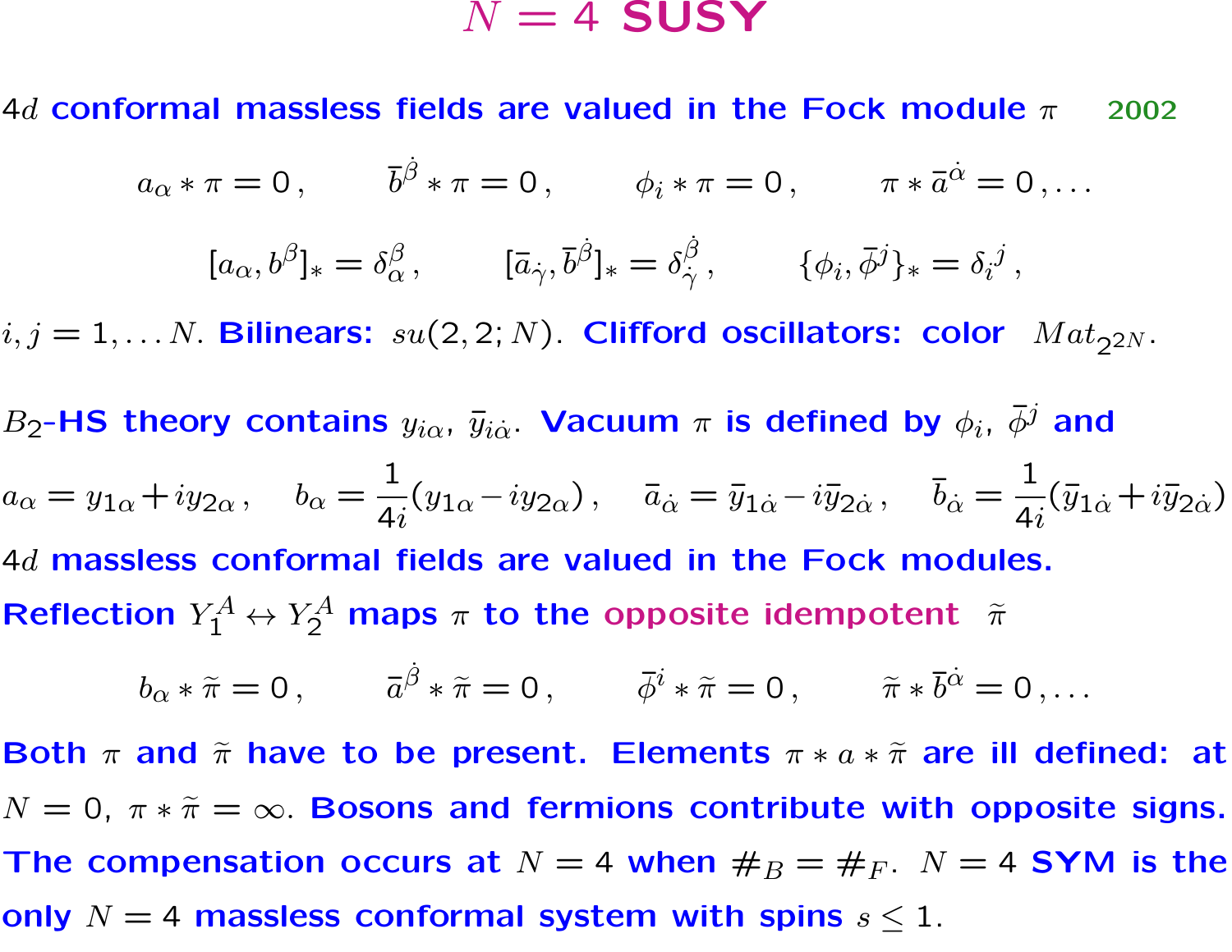# $N = 4$ SUSY

$4d$ **conformal massless fields are valued in the Fock module** $\pi$ 2002

$$a_\alpha * \pi = 0\,, \qquad \bar{b}^{\dot\beta} * \pi = 0\,, \qquad \phi_i * \pi = 0\,, \qquad \pi * \bar{a}^{\dot\alpha} = 0\,, \ldots$$

$$[a_\alpha, b^\beta]_* = \delta_\alpha^\beta\,, \qquad [\bar{a}_{\dot\gamma}, \bar{b}^{\dot\beta}]_* = \delta_{\dot\gamma}^{\dot\beta}\,, \qquad \{\phi_i, \bar\phi^j\}_* = \delta_i{}^j\,,$$

$i, j = 1, \ldots N$. **Bilinears:** $su(2,2;N)$. **Clifford oscillators: color** $Mat_{2^{2N}}$.

$B_2$**-HS theory contains** $y_{i\alpha}$, $\bar{y}_{i\dot\alpha}$. **Vacuum** $\pi$ **is defined by** $\phi_i$, $\bar\phi^j$ **and**

$$a_\alpha = y_{1\alpha} + i y_{2\alpha}\,, \quad b_\alpha = \frac{1}{4i}(y_{1\alpha} - i y_{2\alpha})\,, \quad \bar{a}_{\dot\alpha} = \bar{y}_{1\dot\alpha} - i\bar{y}_{2\dot\alpha}\,, \quad \bar{b}_{\dot\alpha} = \frac{1}{4i}(\bar{y}_{1\dot\alpha} + i\bar{y}_{2\dot\alpha})$$

$4d$ **massless conformal fields are valued in the Fock modules.**

**Reflection** $Y_1^A \leftrightarrow Y_2^A$ **maps** $\pi$ **to the opposite idempotent** $\tilde\pi$

$$b_\alpha * \tilde\pi = 0\,, \qquad \bar{a}^{\dot\beta} * \tilde\pi = 0\,, \qquad \bar\phi^i * \tilde\pi = 0\,, \qquad \tilde\pi * \bar{b}^{\dot\alpha} = 0\,, \ldots$$

**Both** $\pi$ **and** $\tilde\pi$ **have to be present. Elements** $\pi * a * \tilde\pi$ **are ill defined: at** $N = 0$, $\pi * \tilde\pi = \infty$. **Bosons and fermions contribute with opposite signs. The compensation occurs at** $N = 4$ **when** $\#_B = \#_F$. $N = 4$ **SYM is the only** $N = 4$ **massless conformal system with spins** $s \leq 1$.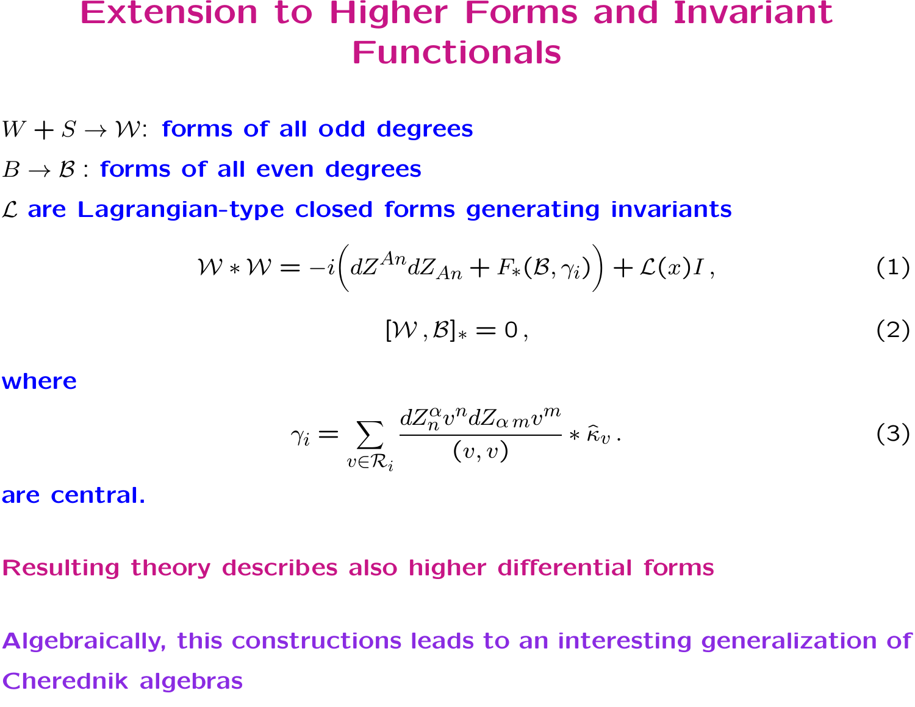# Extension to Higher Forms and Invariant Functionals

$W + S \to \mathcal{W}$: forms of all odd degrees

$B \to \mathcal{B}$ : forms of all even degrees

$\mathcal{L}$ are Lagrangian-type closed forms generating invariants

$$\mathcal{W} * \mathcal{W} = -i\Big(dZ^{An} dZ_{An} + F_*(\mathcal{B}, \gamma_i)\Big) + \mathcal{L}(x) I \,, \tag{1}$$

$$[\mathcal{W} \,, \mathcal{B}]_* = 0 \,, \tag{2}$$

where

$$\gamma_i = \sum_{v \in \mathcal{R}_i} \frac{dZ^\alpha_n v^n dZ_{\alpha\, m} v^m}{(v,v)} * \widehat{\kappa}_v \,. \tag{3}$$

are central.

Resulting theory describes also higher differential forms

Algebraically, this constructions leads to an interesting generalization of Cherednik algebras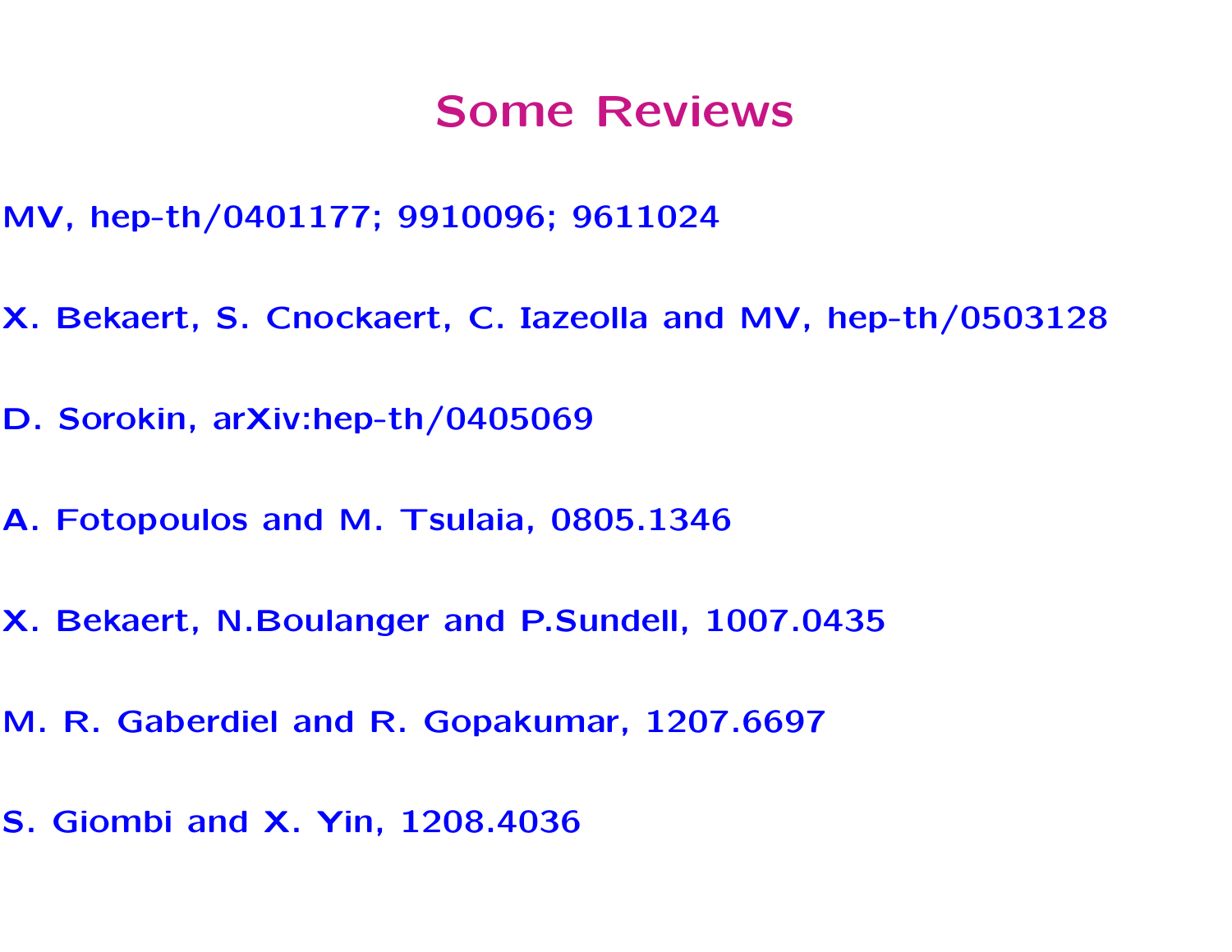# Some Reviews

MV, hep-th/0401177; 9910096; 9611024

X. Bekaert, S. Cnockaert, C. Iazeolla and MV, hep-th/0503128

D. Sorokin, arXiv:hep-th/0405069

A. Fotopoulos and M. Tsulaia, 0805.1346

X. Bekaert, N.Boulanger and P.Sundell, 1007.0435

M. R. Gaberdiel and R. Gopakumar, 1207.6697

S. Giombi and X. Yin, 1208.4036